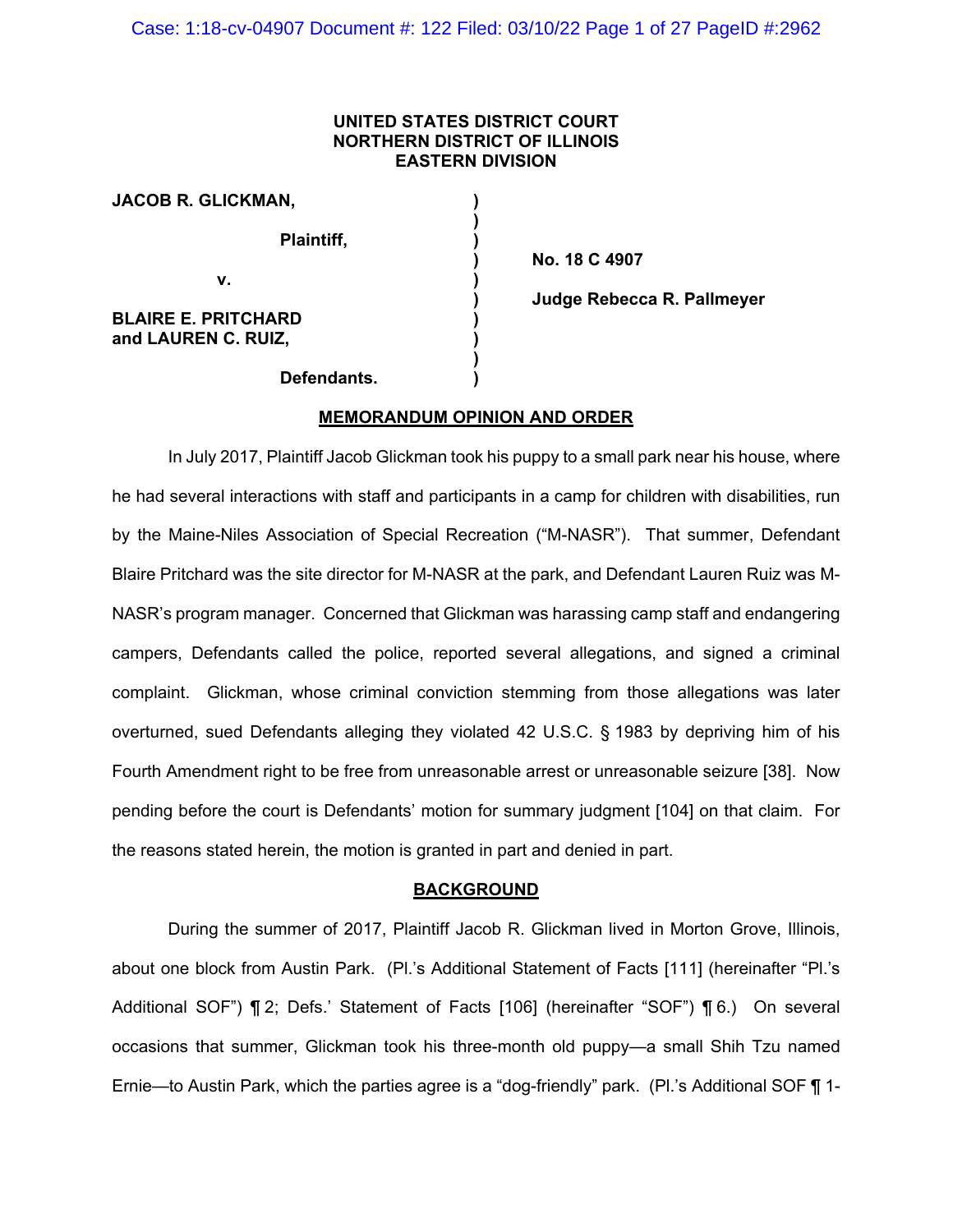**UNITED STATES DISTRICT COURT**
**NORTHERN DISTRICT OF ILLINOIS**
**EASTERN DIVISION**

| | | |
|---|---|---|
| **JACOB R. GLICKMAN,** | ) | |
| | ) | |
| **Plaintiff,** | ) | |
| | ) | **No. 18 C 4907** |
| **v.** | ) | |
| | ) | **Judge Rebecca R. Pallmeyer** |
| **BLAIRE E. PRITCHARD and LAUREN C. RUIZ,** | ) | |
| | ) | |
| **Defendants.** | ) | |

## MEMORANDUM OPINION AND ORDER

In July 2017, Plaintiff Jacob Glickman took his puppy to a small park near his house, where he had several interactions with staff and participants in a camp for children with disabilities, run by the Maine-Niles Association of Special Recreation ("M-NASR"). That summer, Defendant Blaire Pritchard was the site director for M-NASR at the park, and Defendant Lauren Ruiz was M-NASR's program manager. Concerned that Glickman was harassing camp staff and endangering campers, Defendants called the police, reported several allegations, and signed a criminal complaint. Glickman, whose criminal conviction stemming from those allegations was later overturned, sued Defendants alleging they violated 42 U.S.C. § 1983 by depriving him of his Fourth Amendment right to be free from unreasonable arrest or unreasonable seizure [38]. Now pending before the court is Defendants' motion for summary judgment [104] on that claim. For the reasons stated herein, the motion is granted in part and denied in part.

## BACKGROUND

During the summer of 2017, Plaintiff Jacob R. Glickman lived in Morton Grove, Illinois, about one block from Austin Park. (Pl.'s Additional Statement of Facts [111] (hereinafter "Pl.'s Additional SOF") ¶ 2; Defs.' Statement of Facts [106] (hereinafter "SOF") ¶ 6.) On several occasions that summer, Glickman took his three-month old puppy—a small Shih Tzu named Ernie—to Austin Park, which the parties agree is a "dog-friendly" park. (Pl.'s Additional SOF ¶ 1-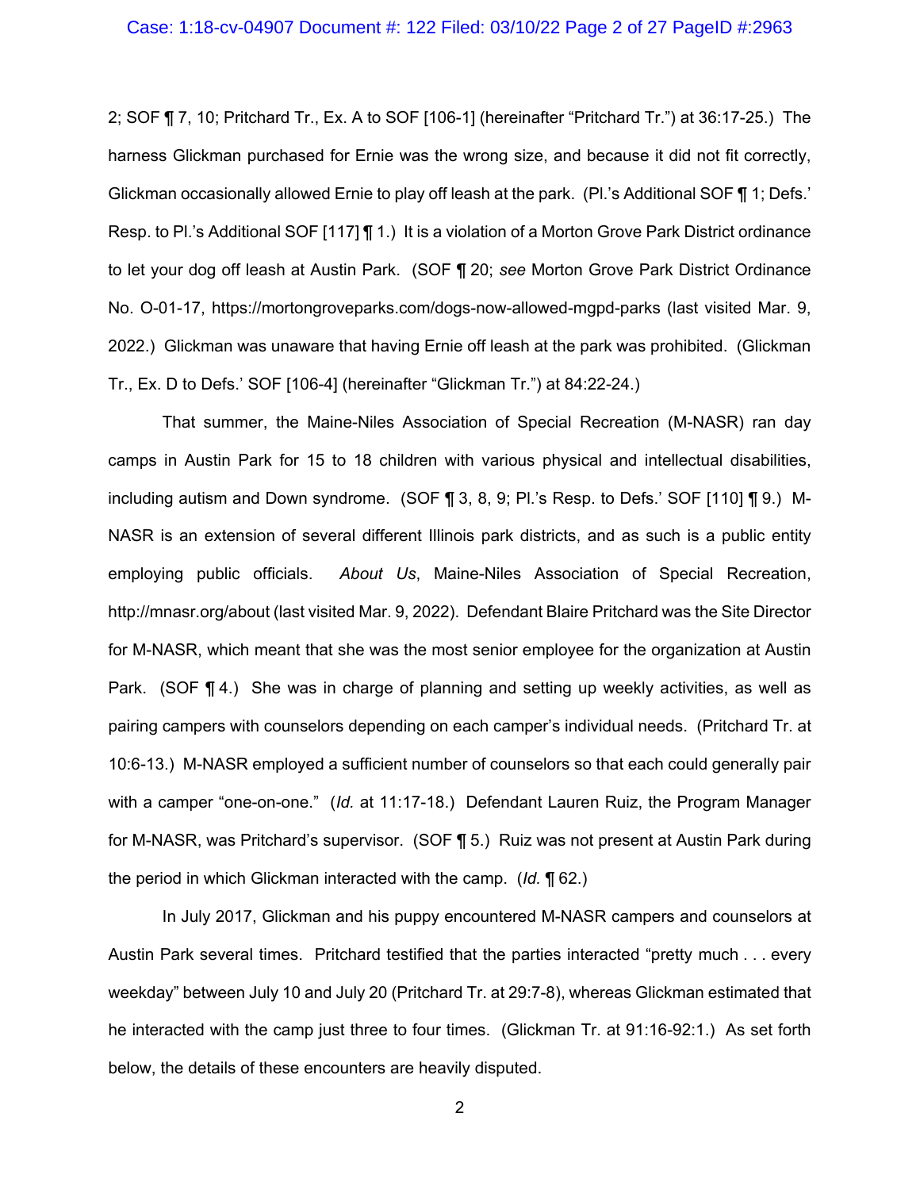2; SOF ¶ 7, 10; Pritchard Tr., Ex. A to SOF [106-1] (hereinafter "Pritchard Tr.") at 36:17-25.) The harness Glickman purchased for Ernie was the wrong size, and because it did not fit correctly, Glickman occasionally allowed Ernie to play off leash at the park. (Pl.'s Additional SOF ¶ 1; Defs.' Resp. to Pl.'s Additional SOF [117] ¶ 1.) It is a violation of a Morton Grove Park District ordinance to let your dog off leash at Austin Park. (SOF ¶ 20; *see* Morton Grove Park District Ordinance No. O-01-17, https://mortongroveparks.com/dogs-now-allowed-mgpd-parks (last visited Mar. 9, 2022.) Glickman was unaware that having Ernie off leash at the park was prohibited. (Glickman Tr., Ex. D to Defs.' SOF [106-4] (hereinafter "Glickman Tr.") at 84:22-24.)

That summer, the Maine-Niles Association of Special Recreation (M-NASR) ran day camps in Austin Park for 15 to 18 children with various physical and intellectual disabilities, including autism and Down syndrome. (SOF ¶ 3, 8, 9; Pl.'s Resp. to Defs.' SOF [110] ¶ 9.) M-NASR is an extension of several different Illinois park districts, and as such is a public entity employing public officials. *About Us*, Maine-Niles Association of Special Recreation, http://mnasr.org/about (last visited Mar. 9, 2022). Defendant Blaire Pritchard was the Site Director for M-NASR, which meant that she was the most senior employee for the organization at Austin Park. (SOF ¶ 4.) She was in charge of planning and setting up weekly activities, as well as pairing campers with counselors depending on each camper's individual needs. (Pritchard Tr. at 10:6-13.) M-NASR employed a sufficient number of counselors so that each could generally pair with a camper "one-on-one." (*Id.* at 11:17-18.) Defendant Lauren Ruiz, the Program Manager for M-NASR, was Pritchard's supervisor. (SOF ¶ 5.) Ruiz was not present at Austin Park during the period in which Glickman interacted with the camp. (*Id.* ¶ 62.)

In July 2017, Glickman and his puppy encountered M-NASR campers and counselors at Austin Park several times. Pritchard testified that the parties interacted "pretty much . . . every weekday" between July 10 and July 20 (Pritchard Tr. at 29:7-8), whereas Glickman estimated that he interacted with the camp just three to four times. (Glickman Tr. at 91:16-92:1.) As set forth below, the details of these encounters are heavily disputed.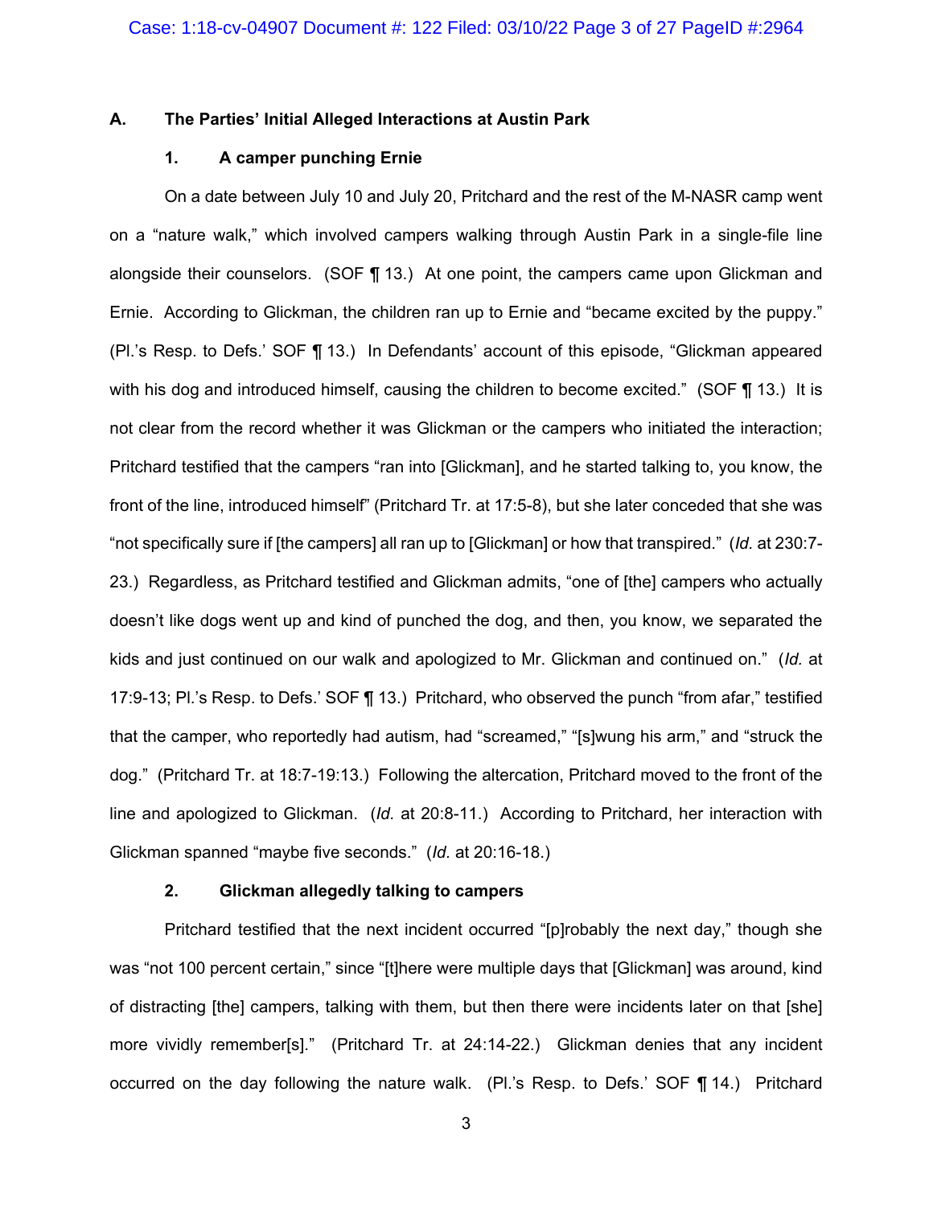### A. The Parties' Initial Alleged Interactions at Austin Park

#### 1. A camper punching Ernie

On a date between July 10 and July 20, Pritchard and the rest of the M-NASR camp went on a "nature walk," which involved campers walking through Austin Park in a single-file line alongside their counselors. (SOF ¶ 13.) At one point, the campers came upon Glickman and Ernie. According to Glickman, the children ran up to Ernie and "became excited by the puppy." (Pl.'s Resp. to Defs.' SOF ¶ 13.) In Defendants' account of this episode, "Glickman appeared with his dog and introduced himself, causing the children to become excited." (SOF ¶ 13.) It is not clear from the record whether it was Glickman or the campers who initiated the interaction; Pritchard testified that the campers "ran into [Glickman], and he started talking to, you know, the front of the line, introduced himself" (Pritchard Tr. at 17:5-8), but she later conceded that she was "not specifically sure if [the campers] all ran up to [Glickman] or how that transpired." (*Id.* at 230:7-23.) Regardless, as Pritchard testified and Glickman admits, "one of [the] campers who actually doesn't like dogs went up and kind of punched the dog, and then, you know, we separated the kids and just continued on our walk and apologized to Mr. Glickman and continued on." (*Id.* at 17:9-13; Pl.'s Resp. to Defs.' SOF ¶ 13.) Pritchard, who observed the punch "from afar," testified that the camper, who reportedly had autism, had "screamed," "[s]wung his arm," and "struck the dog." (Pritchard Tr. at 18:7-19:13.) Following the altercation, Pritchard moved to the front of the line and apologized to Glickman. (*Id.* at 20:8-11.) According to Pritchard, her interaction with Glickman spanned "maybe five seconds." (*Id.* at 20:16-18.)

#### 2. Glickman allegedly talking to campers

Pritchard testified that the next incident occurred "[p]robably the next day," though she was "not 100 percent certain," since "[t]here were multiple days that [Glickman] was around, kind of distracting [the] campers, talking with them, but then there were incidents later on that [she] more vividly remember[s]." (Pritchard Tr. at 24:14-22.) Glickman denies that any incident occurred on the day following the nature walk. (Pl.'s Resp. to Defs.' SOF ¶ 14.) Pritchard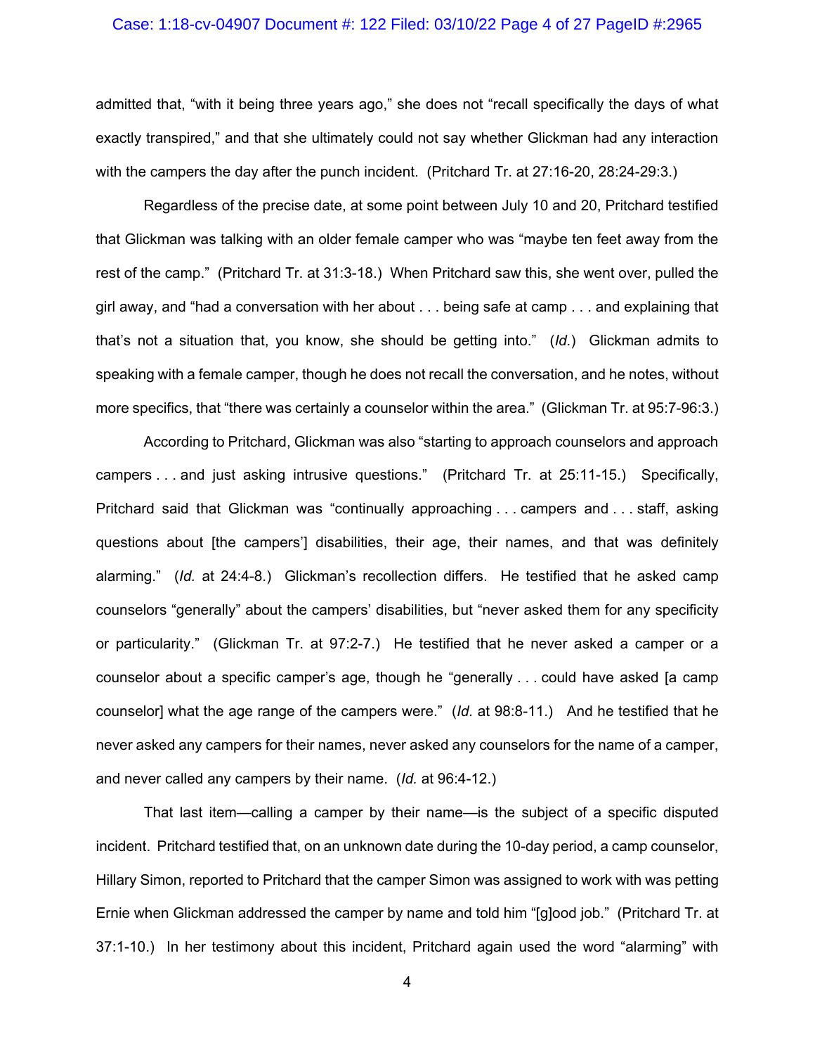admitted that, "with it being three years ago," she does not "recall specifically the days of what exactly transpired," and that she ultimately could not say whether Glickman had any interaction with the campers the day after the punch incident. (Pritchard Tr. at 27:16-20, 28:24-29:3.)

Regardless of the precise date, at some point between July 10 and 20, Pritchard testified that Glickman was talking with an older female camper who was "maybe ten feet away from the rest of the camp." (Pritchard Tr. at 31:3-18.) When Pritchard saw this, she went over, pulled the girl away, and "had a conversation with her about . . . being safe at camp . . . and explaining that that's not a situation that, you know, she should be getting into." (*Id.*) Glickman admits to speaking with a female camper, though he does not recall the conversation, and he notes, without more specifics, that "there was certainly a counselor within the area." (Glickman Tr. at 95:7-96:3.)

According to Pritchard, Glickman was also "starting to approach counselors and approach campers . . . and just asking intrusive questions." (Pritchard Tr. at 25:11-15.) Specifically, Pritchard said that Glickman was "continually approaching . . . campers and . . . staff, asking questions about [the campers'] disabilities, their age, their names, and that was definitely alarming." (*Id.* at 24:4-8.) Glickman's recollection differs. He testified that he asked camp counselors "generally" about the campers' disabilities, but "never asked them for any specificity or particularity." (Glickman Tr. at 97:2-7.) He testified that he never asked a camper or a counselor about a specific camper's age, though he "generally . . . could have asked [a camp counselor] what the age range of the campers were." (*Id.* at 98:8-11.) And he testified that he never asked any campers for their names, never asked any counselors for the name of a camper, and never called any campers by their name. (*Id.* at 96:4-12.)

That last item—calling a camper by their name—is the subject of a specific disputed incident. Pritchard testified that, on an unknown date during the 10-day period, a camp counselor, Hillary Simon, reported to Pritchard that the camper Simon was assigned to work with was petting Ernie when Glickman addressed the camper by name and told him "[g]ood job." (Pritchard Tr. at 37:1-10.) In her testimony about this incident, Pritchard again used the word "alarming" with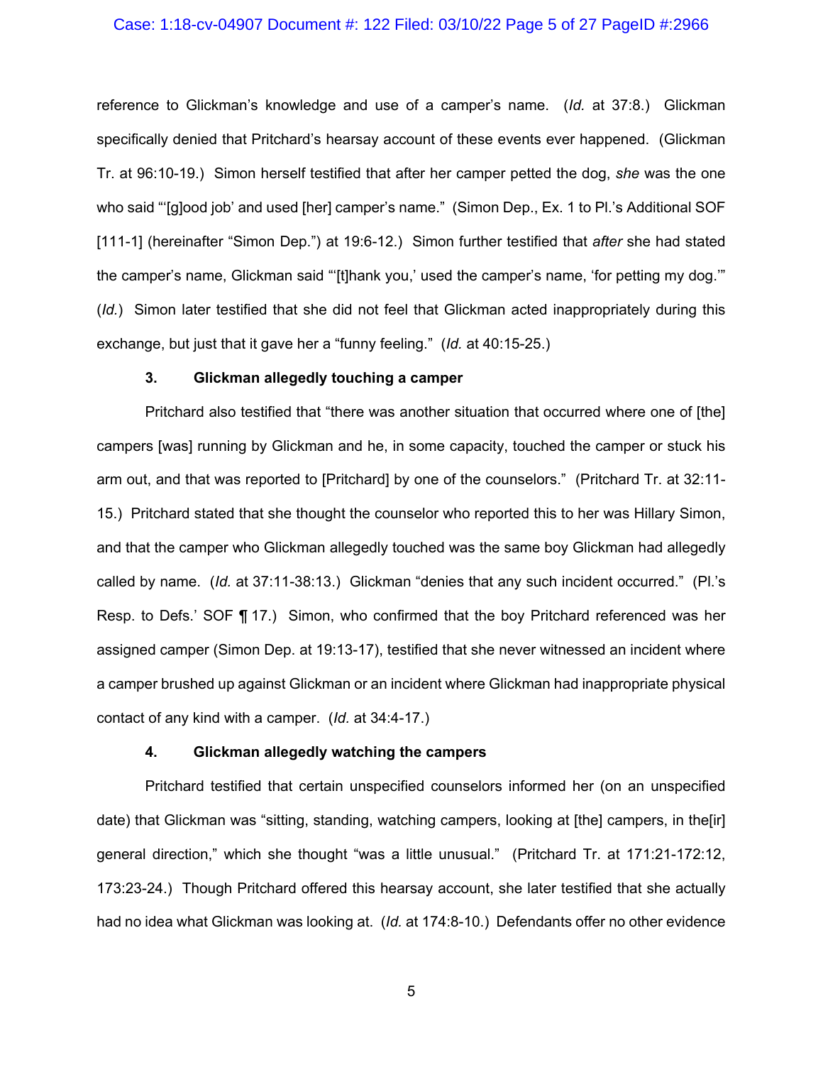reference to Glickman's knowledge and use of a camper's name. (*Id.* at 37:8.) Glickman specifically denied that Pritchard's hearsay account of these events ever happened. (Glickman Tr. at 96:10-19.) Simon herself testified that after her camper petted the dog, *she* was the one who said "'[g]ood job' and used [her] camper's name." (Simon Dep., Ex. 1 to Pl.'s Additional SOF [111-1] (hereinafter "Simon Dep.") at 19:6-12.) Simon further testified that *after* she had stated the camper's name, Glickman said "'[t]hank you,' used the camper's name, 'for petting my dog.'" (*Id.*) Simon later testified that she did not feel that Glickman acted inappropriately during this exchange, but just that it gave her a "funny feeling." (*Id.* at 40:15-25.)

#### 3. Glickman allegedly touching a camper

Pritchard also testified that "there was another situation that occurred where one of [the] campers [was] running by Glickman and he, in some capacity, touched the camper or stuck his arm out, and that was reported to [Pritchard] by one of the counselors." (Pritchard Tr. at 32:11-15.) Pritchard stated that she thought the counselor who reported this to her was Hillary Simon, and that the camper who Glickman allegedly touched was the same boy Glickman had allegedly called by name. (*Id.* at 37:11-38:13.) Glickman "denies that any such incident occurred." (Pl.'s Resp. to Defs.' SOF ¶ 17.) Simon, who confirmed that the boy Pritchard referenced was her assigned camper (Simon Dep. at 19:13-17), testified that she never witnessed an incident where a camper brushed up against Glickman or an incident where Glickman had inappropriate physical contact of any kind with a camper. (*Id.* at 34:4-17.)

#### 4. Glickman allegedly watching the campers

Pritchard testified that certain unspecified counselors informed her (on an unspecified date) that Glickman was "sitting, standing, watching campers, looking at [the] campers, in the[ir] general direction," which she thought "was a little unusual." (Pritchard Tr. at 171:21-172:12, 173:23-24.) Though Pritchard offered this hearsay account, she later testified that she actually had no idea what Glickman was looking at. (*Id.* at 174:8-10.) Defendants offer no other evidence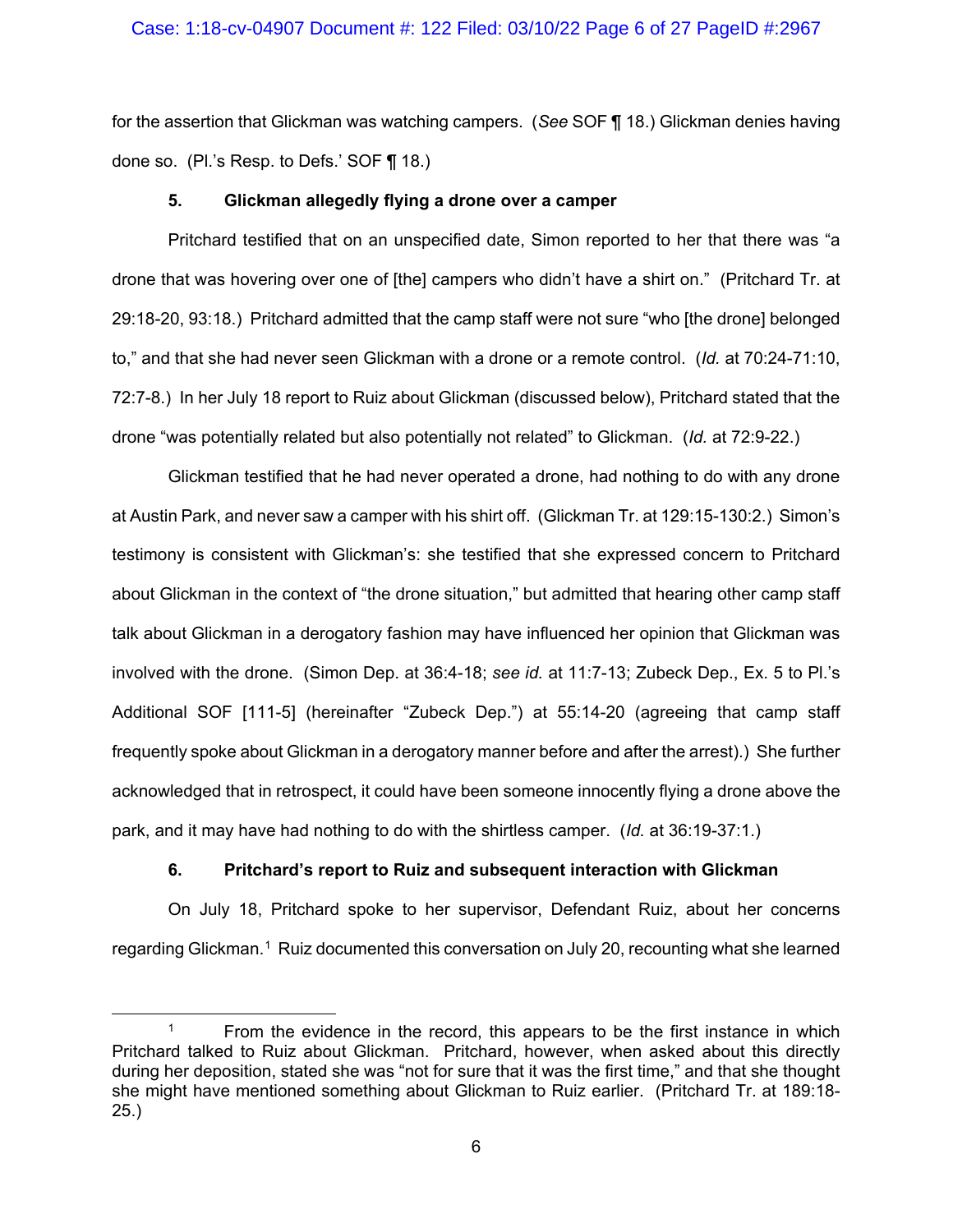for the assertion that Glickman was watching campers. (*See* SOF ¶ 18.) Glickman denies having done so. (Pl.'s Resp. to Defs.' SOF ¶ 18.)

### 5. Glickman allegedly flying a drone over a camper

Pritchard testified that on an unspecified date, Simon reported to her that there was "a drone that was hovering over one of [the] campers who didn't have a shirt on." (Pritchard Tr. at 29:18-20, 93:18.) Pritchard admitted that the camp staff were not sure "who [the drone] belonged to," and that she had never seen Glickman with a drone or a remote control. (*Id.* at 70:24-71:10, 72:7-8.) In her July 18 report to Ruiz about Glickman (discussed below), Pritchard stated that the drone "was potentially related but also potentially not related" to Glickman. (*Id.* at 72:9-22.)

Glickman testified that he had never operated a drone, had nothing to do with any drone at Austin Park, and never saw a camper with his shirt off. (Glickman Tr. at 129:15-130:2.) Simon's testimony is consistent with Glickman's: she testified that she expressed concern to Pritchard about Glickman in the context of "the drone situation," but admitted that hearing other camp staff talk about Glickman in a derogatory fashion may have influenced her opinion that Glickman was involved with the drone. (Simon Dep. at 36:4-18; *see id.* at 11:7-13; Zubeck Dep., Ex. 5 to Pl.'s Additional SOF [111-5] (hereinafter "Zubeck Dep.") at 55:14-20 (agreeing that camp staff frequently spoke about Glickman in a derogatory manner before and after the arrest).) She further acknowledged that in retrospect, it could have been someone innocently flying a drone above the park, and it may have had nothing to do with the shirtless camper. (*Id.* at 36:19-37:1.)

### 6. Pritchard's report to Ruiz and subsequent interaction with Glickman

On July 18, Pritchard spoke to her supervisor, Defendant Ruiz, about her concerns regarding Glickman.[1] Ruiz documented this conversation on July 20, recounting what she learned

[1] From the evidence in the record, this appears to be the first instance in which Pritchard talked to Ruiz about Glickman. Pritchard, however, when asked about this directly during her deposition, stated she was "not for sure that it was the first time," and that she thought she might have mentioned something about Glickman to Ruiz earlier. (Pritchard Tr. at 189:18-25.)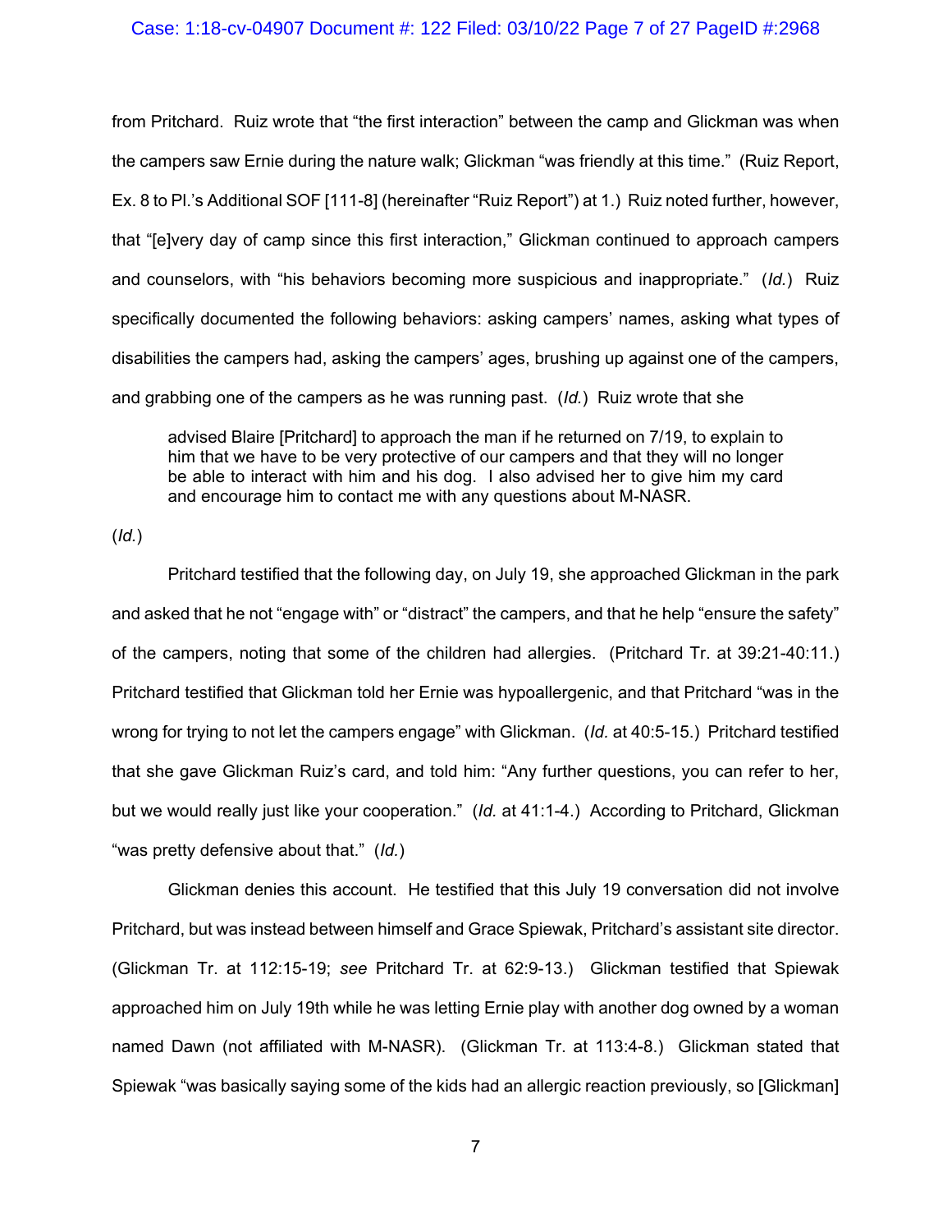from Pritchard. Ruiz wrote that "the first interaction" between the camp and Glickman was when the campers saw Ernie during the nature walk; Glickman "was friendly at this time." (Ruiz Report, Ex. 8 to Pl.'s Additional SOF [111-8] (hereinafter "Ruiz Report") at 1.) Ruiz noted further, however, that "[e]very day of camp since this first interaction," Glickman continued to approach campers and counselors, with "his behaviors becoming more suspicious and inappropriate." (*Id.*) Ruiz specifically documented the following behaviors: asking campers' names, asking what types of disabilities the campers had, asking the campers' ages, brushing up against one of the campers, and grabbing one of the campers as he was running past. (*Id.*) Ruiz wrote that she

> advised Blaire [Pritchard] to approach the man if he returned on 7/19, to explain to him that we have to be very protective of our campers and that they will no longer be able to interact with him and his dog. I also advised her to give him my card and encourage him to contact me with any questions about M-NASR.

(*Id.*)

Pritchard testified that the following day, on July 19, she approached Glickman in the park and asked that he not "engage with" or "distract" the campers, and that he help "ensure the safety" of the campers, noting that some of the children had allergies. (Pritchard Tr. at 39:21-40:11.) Pritchard testified that Glickman told her Ernie was hypoallergenic, and that Pritchard "was in the wrong for trying to not let the campers engage" with Glickman. (*Id.* at 40:5-15.) Pritchard testified that she gave Glickman Ruiz's card, and told him: "Any further questions, you can refer to her, but we would really just like your cooperation." (*Id.* at 41:1-4.) According to Pritchard, Glickman "was pretty defensive about that." (*Id.*)

Glickman denies this account. He testified that this July 19 conversation did not involve Pritchard, but was instead between himself and Grace Spiewak, Pritchard's assistant site director. (Glickman Tr. at 112:15-19; *see* Pritchard Tr. at 62:9-13.) Glickman testified that Spiewak approached him on July 19th while he was letting Ernie play with another dog owned by a woman named Dawn (not affiliated with M-NASR). (Glickman Tr. at 113:4-8.) Glickman stated that Spiewak "was basically saying some of the kids had an allergic reaction previously, so [Glickman]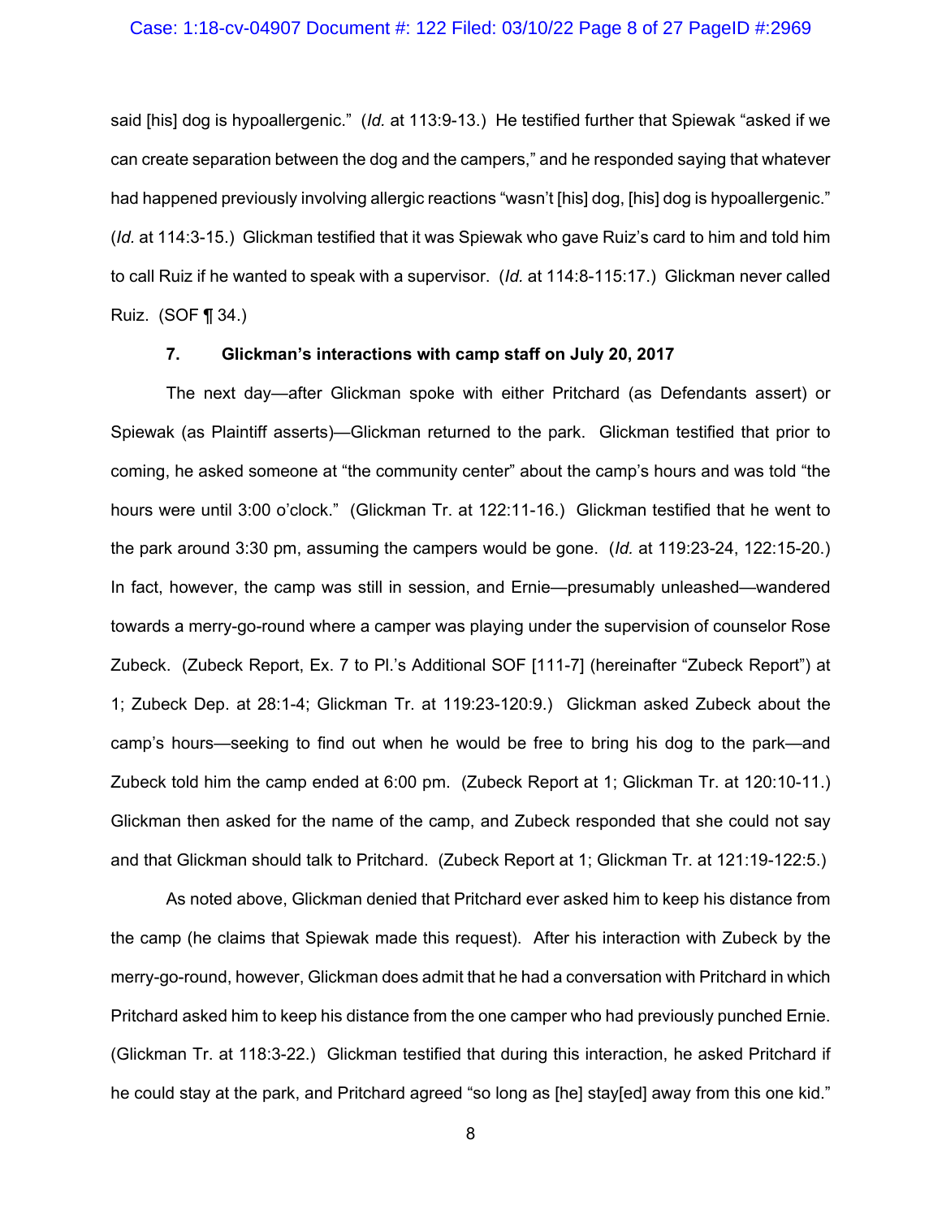said [his] dog is hypoallergenic." (*Id.* at 113:9-13.) He testified further that Spiewak "asked if we can create separation between the dog and the campers," and he responded saying that whatever had happened previously involving allergic reactions "wasn't [his] dog, [his] dog is hypoallergenic." (*Id.* at 114:3-15.) Glickman testified that it was Spiewak who gave Ruiz's card to him and told him to call Ruiz if he wanted to speak with a supervisor. (*Id.* at 114:8-115:17.) Glickman never called Ruiz. (SOF ¶ 34.)

### 7. Glickman's interactions with camp staff on July 20, 2017

The next day—after Glickman spoke with either Pritchard (as Defendants assert) or Spiewak (as Plaintiff asserts)—Glickman returned to the park. Glickman testified that prior to coming, he asked someone at "the community center" about the camp's hours and was told "the hours were until 3:00 o'clock." (Glickman Tr. at 122:11-16.) Glickman testified that he went to the park around 3:30 pm, assuming the campers would be gone. (*Id.* at 119:23-24, 122:15-20.) In fact, however, the camp was still in session, and Ernie—presumably unleashed—wandered towards a merry-go-round where a camper was playing under the supervision of counselor Rose Zubeck. (Zubeck Report, Ex. 7 to Pl.'s Additional SOF [111-7] (hereinafter "Zubeck Report") at 1; Zubeck Dep. at 28:1-4; Glickman Tr. at 119:23-120:9.) Glickman asked Zubeck about the camp's hours—seeking to find out when he would be free to bring his dog to the park—and Zubeck told him the camp ended at 6:00 pm. (Zubeck Report at 1; Glickman Tr. at 120:10-11.) Glickman then asked for the name of the camp, and Zubeck responded that she could not say and that Glickman should talk to Pritchard. (Zubeck Report at 1; Glickman Tr. at 121:19-122:5.)

As noted above, Glickman denied that Pritchard ever asked him to keep his distance from the camp (he claims that Spiewak made this request). After his interaction with Zubeck by the merry-go-round, however, Glickman does admit that he had a conversation with Pritchard in which Pritchard asked him to keep his distance from the one camper who had previously punched Ernie. (Glickman Tr. at 118:3-22.) Glickman testified that during this interaction, he asked Pritchard if he could stay at the park, and Pritchard agreed "so long as [he] stay[ed] away from this one kid."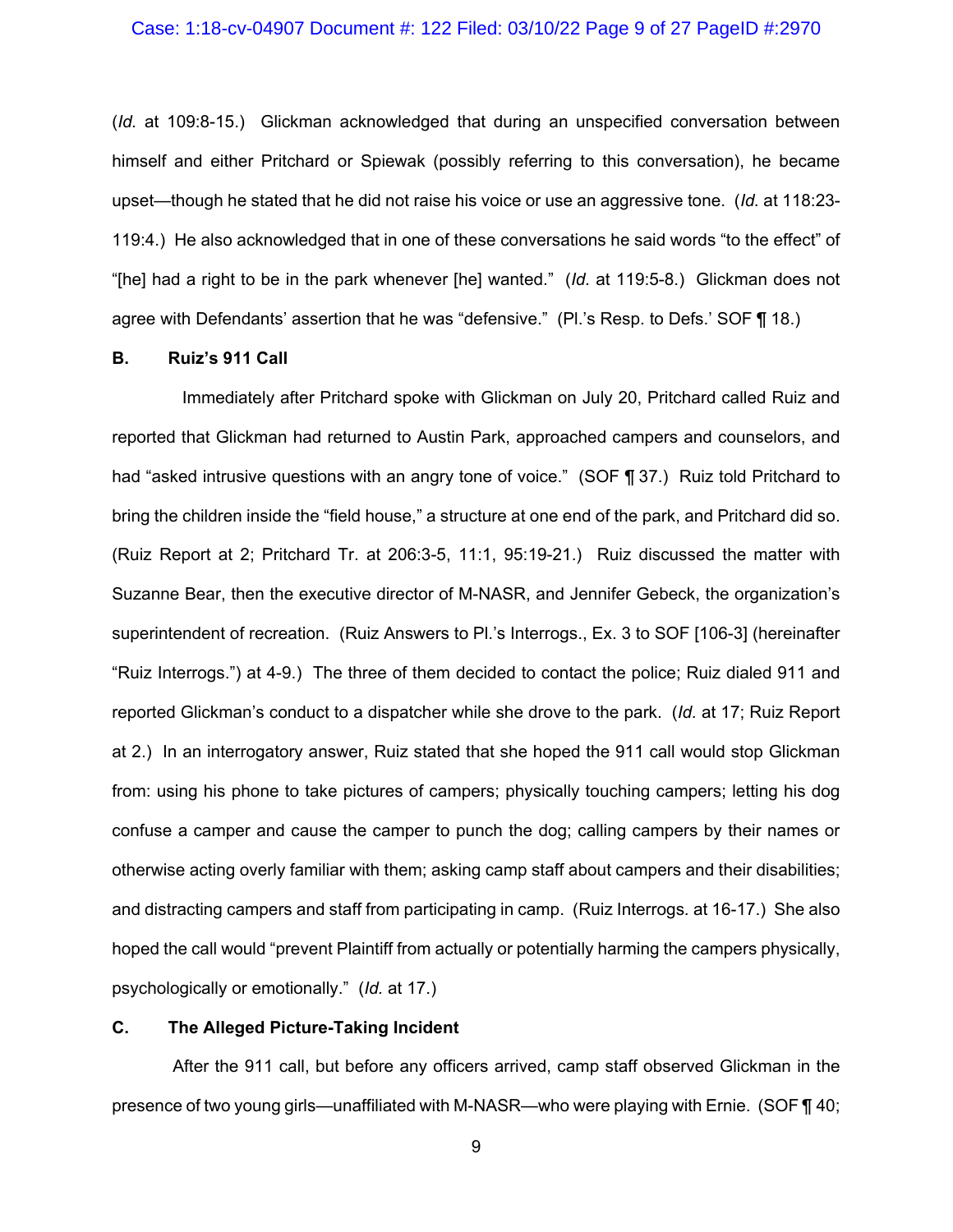(*Id.* at 109:8-15.) Glickman acknowledged that during an unspecified conversation between himself and either Pritchard or Spiewak (possibly referring to this conversation), he became upset—though he stated that he did not raise his voice or use an aggressive tone. (*Id.* at 118:23-119:4.) He also acknowledged that in one of these conversations he said words "to the effect" of "[he] had a right to be in the park whenever [he] wanted." (*Id.* at 119:5-8.) Glickman does not agree with Defendants' assertion that he was "defensive." (Pl.'s Resp. to Defs.' SOF ¶ 18.)

### B. Ruiz's 911 Call

Immediately after Pritchard spoke with Glickman on July 20, Pritchard called Ruiz and reported that Glickman had returned to Austin Park, approached campers and counselors, and had "asked intrusive questions with an angry tone of voice." (SOF ¶ 37.) Ruiz told Pritchard to bring the children inside the "field house," a structure at one end of the park, and Pritchard did so. (Ruiz Report at 2; Pritchard Tr. at 206:3-5, 11:1, 95:19-21.) Ruiz discussed the matter with Suzanne Bear, then the executive director of M-NASR, and Jennifer Gebeck, the organization's superintendent of recreation. (Ruiz Answers to Pl.'s Interrogs., Ex. 3 to SOF [106-3] (hereinafter "Ruiz Interrogs.") at 4-9.) The three of them decided to contact the police; Ruiz dialed 911 and reported Glickman's conduct to a dispatcher while she drove to the park. (*Id.* at 17; Ruiz Report at 2.) In an interrogatory answer, Ruiz stated that she hoped the 911 call would stop Glickman from: using his phone to take pictures of campers; physically touching campers; letting his dog confuse a camper and cause the camper to punch the dog; calling campers by their names or otherwise acting overly familiar with them; asking camp staff about campers and their disabilities; and distracting campers and staff from participating in camp. (Ruiz Interrogs. at 16-17.) She also hoped the call would "prevent Plaintiff from actually or potentially harming the campers physically, psychologically or emotionally." (*Id.* at 17.)

### C. The Alleged Picture-Taking Incident

After the 911 call, but before any officers arrived, camp staff observed Glickman in the presence of two young girls—unaffiliated with M-NASR—who were playing with Ernie. (SOF ¶ 40;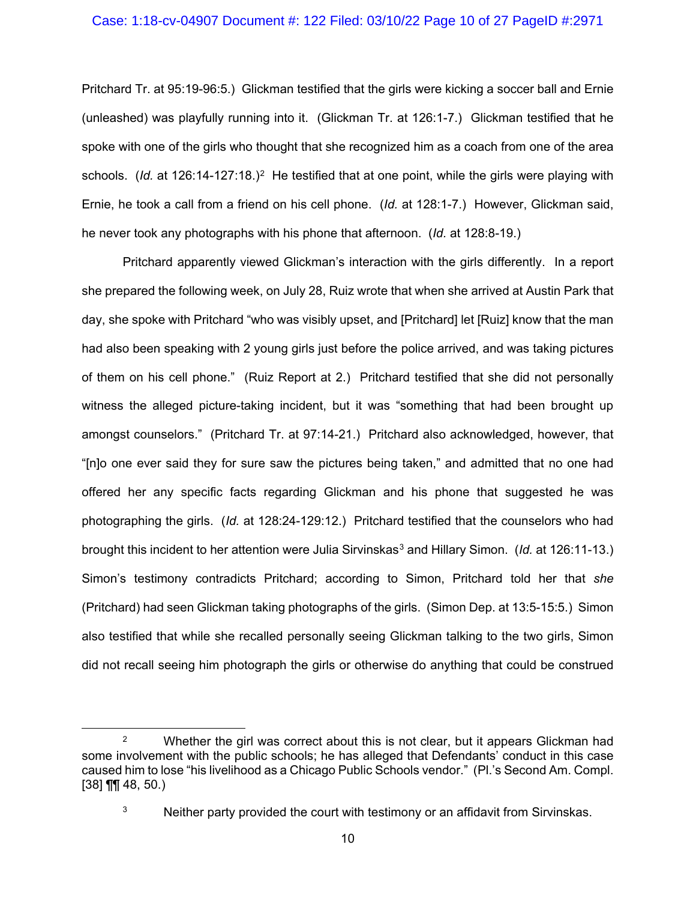Pritchard Tr. at 95:19-96:5.) Glickman testified that the girls were kicking a soccer ball and Ernie (unleashed) was playfully running into it. (Glickman Tr. at 126:1-7.) Glickman testified that he spoke with one of the girls who thought that she recognized him as a coach from one of the area schools. (*Id.* at 126:14-127:18.)[2] He testified that at one point, while the girls were playing with Ernie, he took a call from a friend on his cell phone. (*Id.* at 128:1-7.) However, Glickman said, he never took any photographs with his phone that afternoon. (*Id.* at 128:8-19.)

Pritchard apparently viewed Glickman's interaction with the girls differently. In a report she prepared the following week, on July 28, Ruiz wrote that when she arrived at Austin Park that day, she spoke with Pritchard "who was visibly upset, and [Pritchard] let [Ruiz] know that the man had also been speaking with 2 young girls just before the police arrived, and was taking pictures of them on his cell phone." (Ruiz Report at 2.) Pritchard testified that she did not personally witness the alleged picture-taking incident, but it was "something that had been brought up amongst counselors." (Pritchard Tr. at 97:14-21.) Pritchard also acknowledged, however, that "[n]o one ever said they for sure saw the pictures being taken," and admitted that no one had offered her any specific facts regarding Glickman and his phone that suggested he was photographing the girls. (*Id.* at 128:24-129:12.) Pritchard testified that the counselors who had brought this incident to her attention were Julia Sirvinskas[3] and Hillary Simon. (*Id.* at 126:11-13.) Simon's testimony contradicts Pritchard; according to Simon, Pritchard told her that *she* (Pritchard) had seen Glickman taking photographs of the girls. (Simon Dep. at 13:5-15:5.) Simon also testified that while she recalled personally seeing Glickman talking to the two girls, Simon did not recall seeing him photograph the girls or otherwise do anything that could be construed

[2] Whether the girl was correct about this is not clear, but it appears Glickman had some involvement with the public schools; he has alleged that Defendants' conduct in this case caused him to lose "his livelihood as a Chicago Public Schools vendor." (Pl.'s Second Am. Compl. [38] ¶¶ 48, 50.)

[3] Neither party provided the court with testimony or an affidavit from Sirvinskas.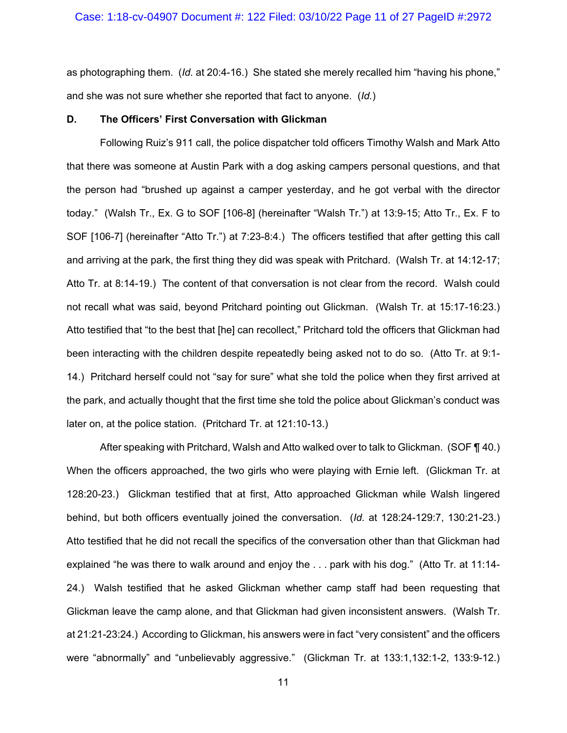as photographing them. (*Id.* at 20:4-16.) She stated she merely recalled him "having his phone," and she was not sure whether she reported that fact to anyone. (*Id.*)

### D. The Officers' First Conversation with Glickman

Following Ruiz's 911 call, the police dispatcher told officers Timothy Walsh and Mark Atto that there was someone at Austin Park with a dog asking campers personal questions, and that the person had "brushed up against a camper yesterday, and he got verbal with the director today." (Walsh Tr., Ex. G to SOF [106-8] (hereinafter "Walsh Tr.") at 13:9-15; Atto Tr., Ex. F to SOF [106-7] (hereinafter "Atto Tr.") at 7:23-8:4.) The officers testified that after getting this call and arriving at the park, the first thing they did was speak with Pritchard. (Walsh Tr. at 14:12-17; Atto Tr. at 8:14-19.) The content of that conversation is not clear from the record. Walsh could not recall what was said, beyond Pritchard pointing out Glickman. (Walsh Tr. at 15:17-16:23.) Atto testified that "to the best that [he] can recollect," Pritchard told the officers that Glickman had been interacting with the children despite repeatedly being asked not to do so. (Atto Tr. at 9:1-14.) Pritchard herself could not "say for sure" what she told the police when they first arrived at the park, and actually thought that the first time she told the police about Glickman's conduct was later on, at the police station. (Pritchard Tr. at 121:10-13.)

After speaking with Pritchard, Walsh and Atto walked over to talk to Glickman. (SOF ¶ 40.) When the officers approached, the two girls who were playing with Ernie left. (Glickman Tr. at 128:20-23.) Glickman testified that at first, Atto approached Glickman while Walsh lingered behind, but both officers eventually joined the conversation. (*Id.* at 128:24-129:7, 130:21-23.) Atto testified that he did not recall the specifics of the conversation other than that Glickman had explained "he was there to walk around and enjoy the . . . park with his dog." (Atto Tr. at 11:14-24.) Walsh testified that he asked Glickman whether camp staff had been requesting that Glickman leave the camp alone, and that Glickman had given inconsistent answers. (Walsh Tr. at 21:21-23:24.) According to Glickman, his answers were in fact "very consistent" and the officers were "abnormally" and "unbelievably aggressive." (Glickman Tr. at 133:1,132:1-2, 133:9-12.)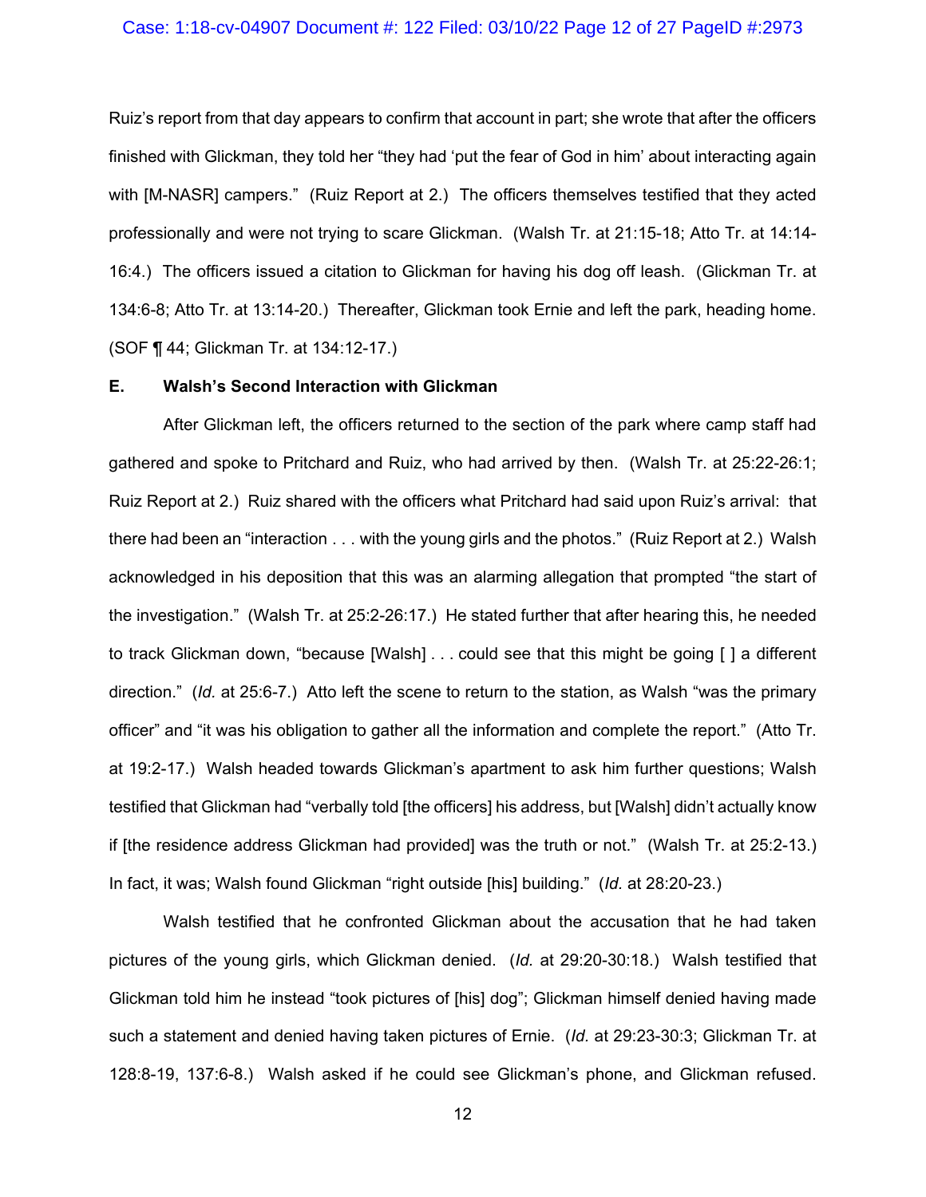Ruiz's report from that day appears to confirm that account in part; she wrote that after the officers finished with Glickman, they told her "they had 'put the fear of God in him' about interacting again with [M-NASR] campers." (Ruiz Report at 2.) The officers themselves testified that they acted professionally and were not trying to scare Glickman. (Walsh Tr. at 21:15-18; Atto Tr. at 14:14-16:4.) The officers issued a citation to Glickman for having his dog off leash. (Glickman Tr. at 134:6-8; Atto Tr. at 13:14-20.) Thereafter, Glickman took Ernie and left the park, heading home. (SOF ¶ 44; Glickman Tr. at 134:12-17.)

**E. Walsh's Second Interaction with Glickman**

After Glickman left, the officers returned to the section of the park where camp staff had gathered and spoke to Pritchard and Ruiz, who had arrived by then. (Walsh Tr. at 25:22-26:1; Ruiz Report at 2.) Ruiz shared with the officers what Pritchard had said upon Ruiz's arrival: that there had been an "interaction . . . with the young girls and the photos." (Ruiz Report at 2.) Walsh acknowledged in his deposition that this was an alarming allegation that prompted "the start of the investigation." (Walsh Tr. at 25:2-26:17.) He stated further that after hearing this, he needed to track Glickman down, "because [Walsh] . . . could see that this might be going [ ] a different direction." (*Id.* at 25:6-7.) Atto left the scene to return to the station, as Walsh "was the primary officer" and "it was his obligation to gather all the information and complete the report." (Atto Tr. at 19:2-17.) Walsh headed towards Glickman's apartment to ask him further questions; Walsh testified that Glickman had "verbally told [the officers] his address, but [Walsh] didn't actually know if [the residence address Glickman had provided] was the truth or not." (Walsh Tr. at 25:2-13.) In fact, it was; Walsh found Glickman "right outside [his] building." (*Id.* at 28:20-23.)

Walsh testified that he confronted Glickman about the accusation that he had taken pictures of the young girls, which Glickman denied. (*Id.* at 29:20-30:18.) Walsh testified that Glickman told him he instead "took pictures of [his] dog"; Glickman himself denied having made such a statement and denied having taken pictures of Ernie. (*Id.* at 29:23-30:3; Glickman Tr. at 128:8-19, 137:6-8.) Walsh asked if he could see Glickman's phone, and Glickman refused.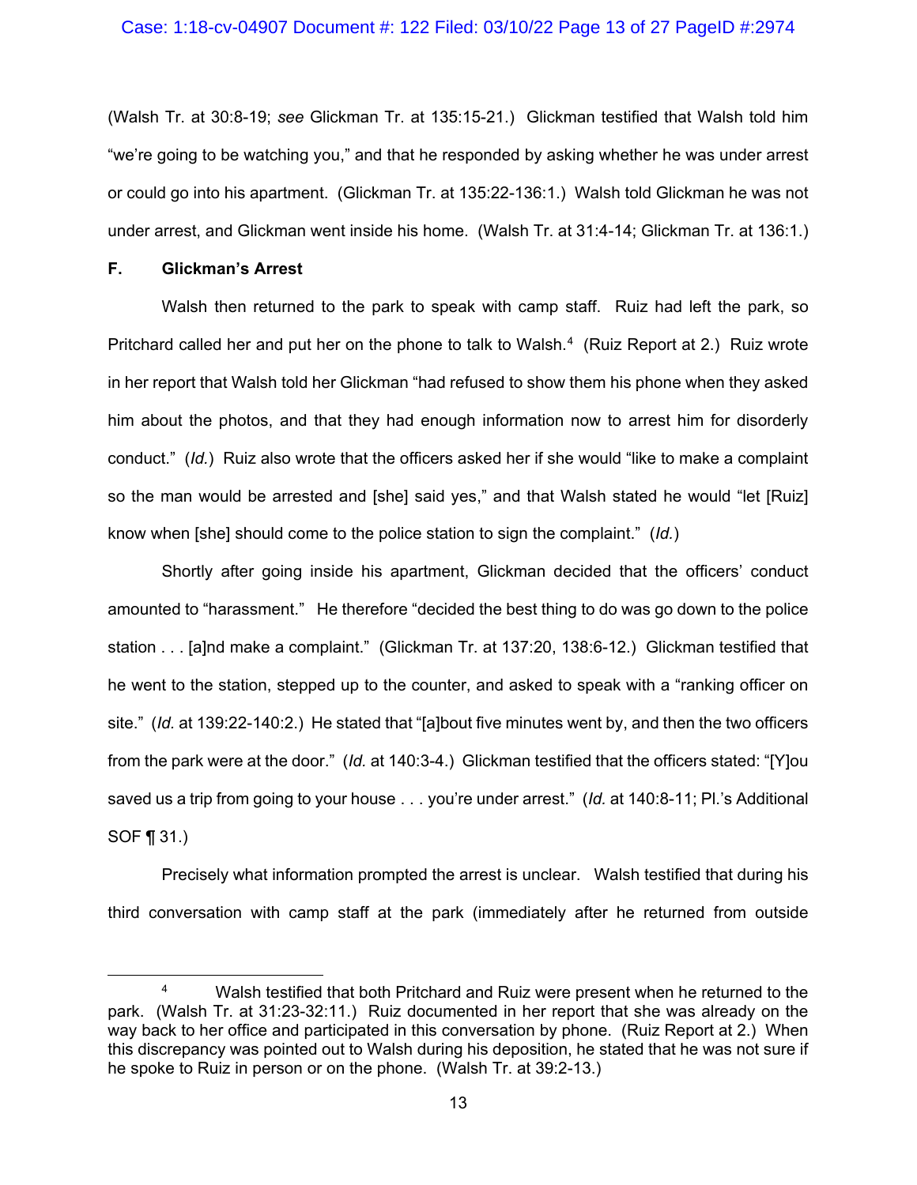(Walsh Tr. at 30:8-19; *see* Glickman Tr. at 135:15-21.) Glickman testified that Walsh told him "we're going to be watching you," and that he responded by asking whether he was under arrest or could go into his apartment. (Glickman Tr. at 135:22-136:1.) Walsh told Glickman he was not under arrest, and Glickman went inside his home. (Walsh Tr. at 31:4-14; Glickman Tr. at 136:1.)

### F. Glickman's Arrest

Walsh then returned to the park to speak with camp staff. Ruiz had left the park, so Pritchard called her and put her on the phone to talk to Walsh.[4] (Ruiz Report at 2.) Ruiz wrote in her report that Walsh told her Glickman "had refused to show them his phone when they asked him about the photos, and that they had enough information now to arrest him for disorderly conduct." (*Id.*) Ruiz also wrote that the officers asked her if she would "like to make a complaint so the man would be arrested and [she] said yes," and that Walsh stated he would "let [Ruiz] know when [she] should come to the police station to sign the complaint." (*Id.*)

Shortly after going inside his apartment, Glickman decided that the officers' conduct amounted to "harassment." He therefore "decided the best thing to do was go down to the police station . . . [a]nd make a complaint." (Glickman Tr. at 137:20, 138:6-12.) Glickman testified that he went to the station, stepped up to the counter, and asked to speak with a "ranking officer on site." (*Id.* at 139:22-140:2.) He stated that "[a]bout five minutes went by, and then the two officers from the park were at the door." (*Id.* at 140:3-4.) Glickman testified that the officers stated: "[Y]ou saved us a trip from going to your house . . . you're under arrest." (*Id.* at 140:8-11; Pl.'s Additional SOF ¶ 31.)

Precisely what information prompted the arrest is unclear. Walsh testified that during his third conversation with camp staff at the park (immediately after he returned from outside

---

[4] Walsh testified that both Pritchard and Ruiz were present when he returned to the park. (Walsh Tr. at 31:23-32:11.) Ruiz documented in her report that she was already on the way back to her office and participated in this conversation by phone. (Ruiz Report at 2.) When this discrepancy was pointed out to Walsh during his deposition, he stated that he was not sure if he spoke to Ruiz in person or on the phone. (Walsh Tr. at 39:2-13.)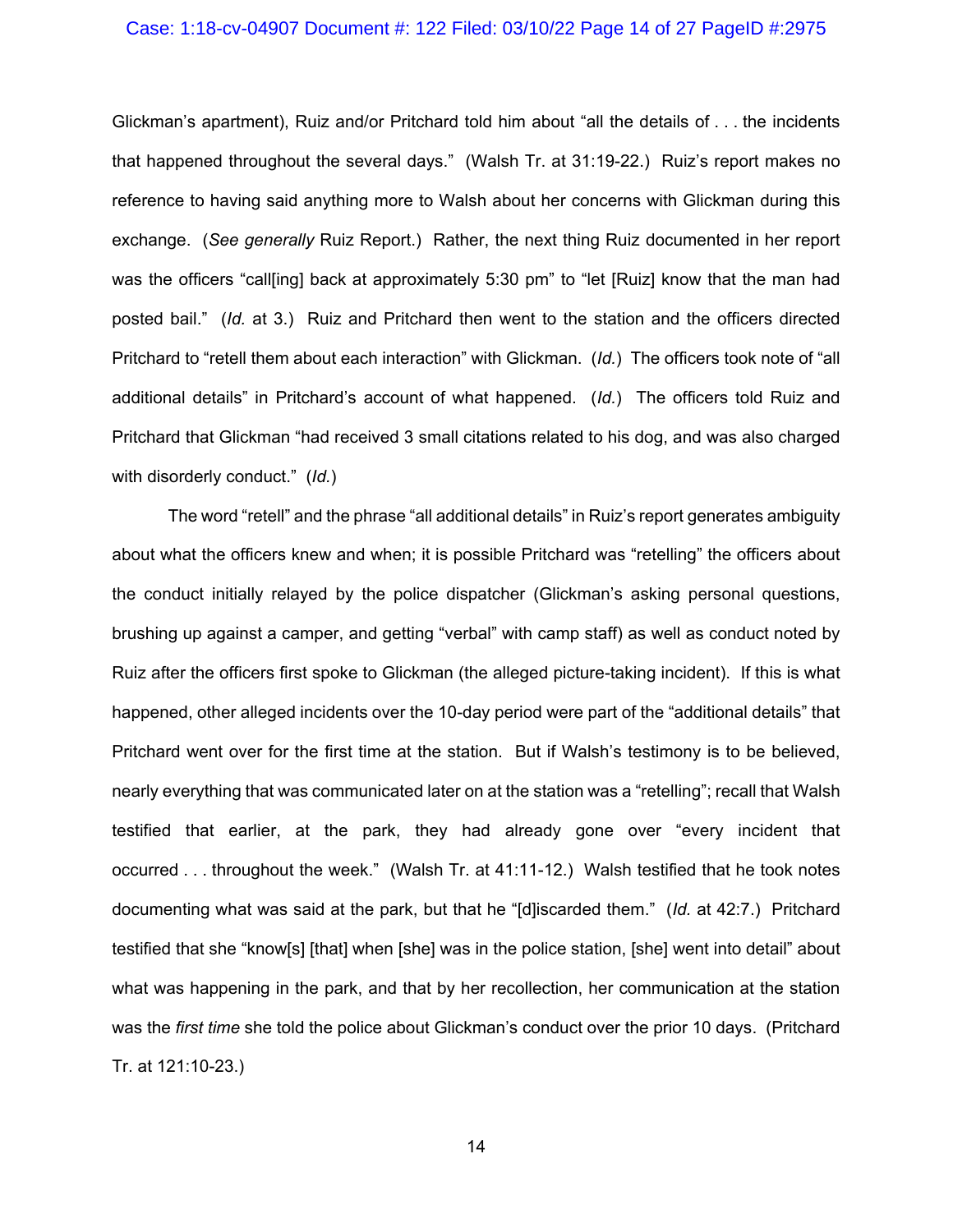Glickman's apartment), Ruiz and/or Pritchard told him about "all the details of . . . the incidents that happened throughout the several days." (Walsh Tr. at 31:19-22.) Ruiz's report makes no reference to having said anything more to Walsh about her concerns with Glickman during this exchange. (*See generally* Ruiz Report.) Rather, the next thing Ruiz documented in her report was the officers "call[ing] back at approximately 5:30 pm" to "let [Ruiz] know that the man had posted bail." (*Id.* at 3.) Ruiz and Pritchard then went to the station and the officers directed Pritchard to "retell them about each interaction" with Glickman. (*Id.*) The officers took note of "all additional details" in Pritchard's account of what happened. (*Id.*) The officers told Ruiz and Pritchard that Glickman "had received 3 small citations related to his dog, and was also charged with disorderly conduct." (*Id.*)

The word "retell" and the phrase "all additional details" in Ruiz's report generates ambiguity about what the officers knew and when; it is possible Pritchard was "retelling" the officers about the conduct initially relayed by the police dispatcher (Glickman's asking personal questions, brushing up against a camper, and getting "verbal" with camp staff) as well as conduct noted by Ruiz after the officers first spoke to Glickman (the alleged picture-taking incident). If this is what happened, other alleged incidents over the 10-day period were part of the "additional details" that Pritchard went over for the first time at the station. But if Walsh's testimony is to be believed, nearly everything that was communicated later on at the station was a "retelling"; recall that Walsh testified that earlier, at the park, they had already gone over "every incident that occurred . . . throughout the week." (Walsh Tr. at 41:11-12.) Walsh testified that he took notes documenting what was said at the park, but that he "[d]iscarded them." (*Id.* at 42:7.) Pritchard testified that she "know[s] [that] when [she] was in the police station, [she] went into detail" about what was happening in the park, and that by her recollection, her communication at the station was the *first time* she told the police about Glickman's conduct over the prior 10 days. (Pritchard Tr. at 121:10-23.)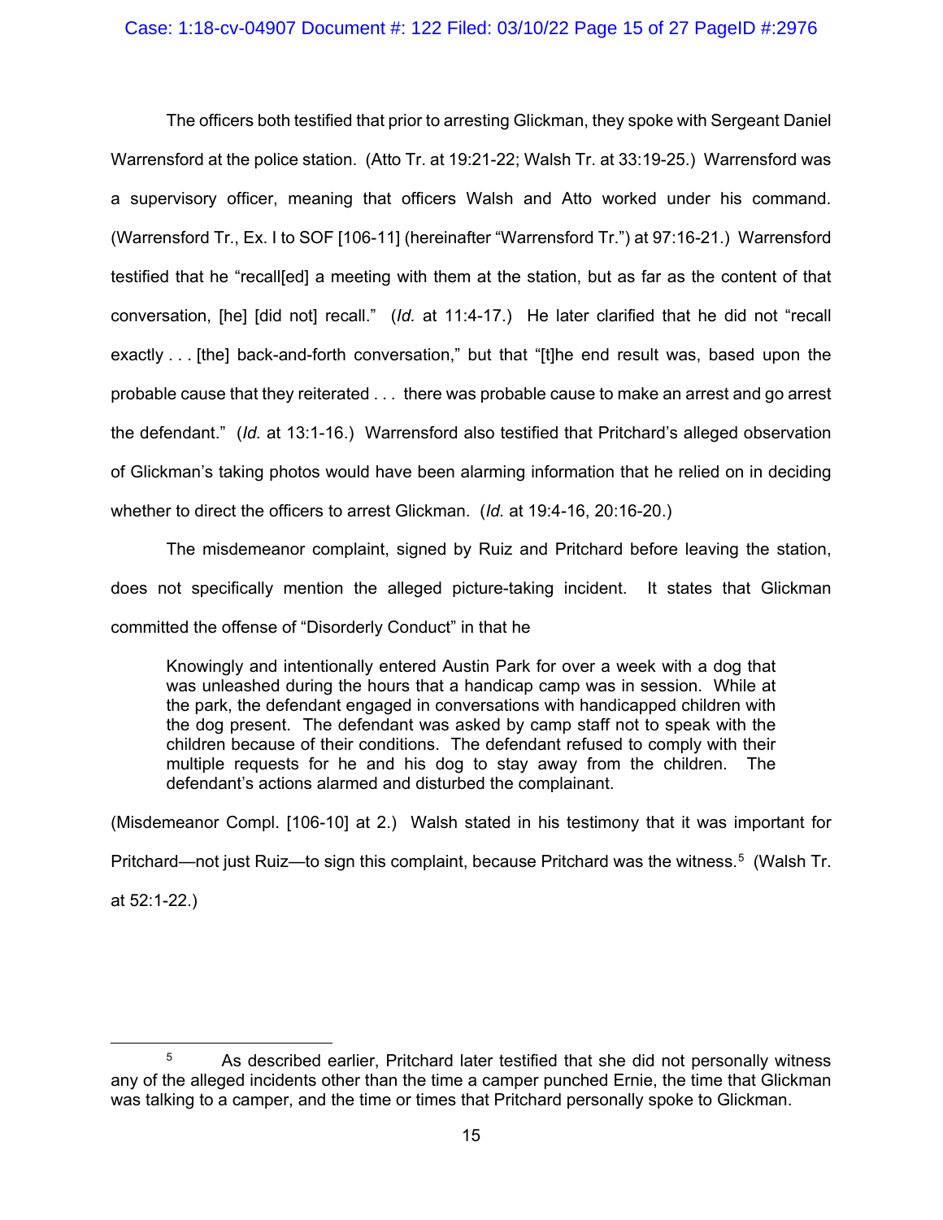The officers both testified that prior to arresting Glickman, they spoke with Sergeant Daniel Warrensford at the police station. (Atto Tr. at 19:21-22; Walsh Tr. at 33:19-25.) Warrensford was a supervisory officer, meaning that officers Walsh and Atto worked under his command. (Warrensford Tr., Ex. I to SOF [106-11] (hereinafter "Warrensford Tr.") at 97:16-21.) Warrensford testified that he "recall[ed] a meeting with them at the station, but as far as the content of that conversation, [he] [did not] recall." (*Id.* at 11:4-17.) He later clarified that he did not "recall exactly . . . [the] back-and-forth conversation," but that "[t]he end result was, based upon the probable cause that they reiterated . . . there was probable cause to make an arrest and go arrest the defendant." (*Id.* at 13:1-16.) Warrensford also testified that Pritchard's alleged observation of Glickman's taking photos would have been alarming information that he relied on in deciding whether to direct the officers to arrest Glickman. (*Id.* at 19:4-16, 20:16-20.)

The misdemeanor complaint, signed by Ruiz and Pritchard before leaving the station, does not specifically mention the alleged picture-taking incident. It states that Glickman committed the offense of "Disorderly Conduct" in that he

> Knowingly and intentionally entered Austin Park for over a week with a dog that was unleashed during the hours that a handicap camp was in session. While at the park, the defendant engaged in conversations with handicapped children with the dog present. The defendant was asked by camp staff not to speak with the children because of their conditions. The defendant refused to comply with their multiple requests for he and his dog to stay away from the children. The defendant's actions alarmed and disturbed the complainant.

(Misdemeanor Compl. [106-10] at 2.) Walsh stated in his testimony that it was important for Pritchard—not just Ruiz—to sign this complaint, because Pritchard was the witness.[5] (Walsh Tr. at 52:1-22.)

---

[5] As described earlier, Pritchard later testified that she did not personally witness any of the alleged incidents other than the time a camper punched Ernie, the time that Glickman was talking to a camper, and the time or times that Pritchard personally spoke to Glickman.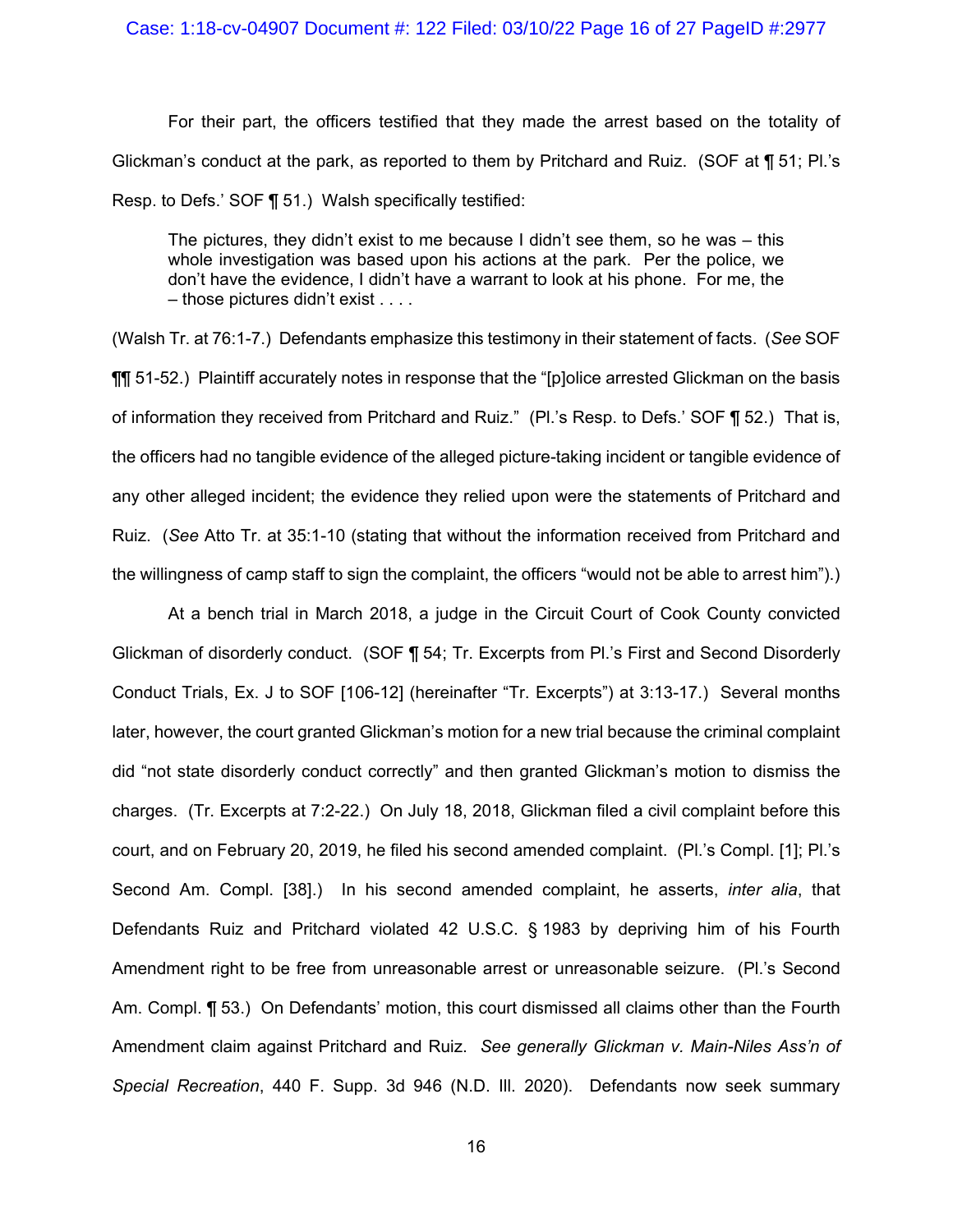For their part, the officers testified that they made the arrest based on the totality of Glickman's conduct at the park, as reported to them by Pritchard and Ruiz. (SOF at ¶ 51; Pl.'s Resp. to Defs.' SOF ¶ 51.) Walsh specifically testified:

> The pictures, they didn't exist to me because I didn't see them, so he was – this whole investigation was based upon his actions at the park. Per the police, we don't have the evidence, I didn't have a warrant to look at his phone. For me, the – those pictures didn't exist . . . .

(Walsh Tr. at 76:1-7.) Defendants emphasize this testimony in their statement of facts. (*See* SOF ¶¶ 51-52.) Plaintiff accurately notes in response that the "[p]olice arrested Glickman on the basis of information they received from Pritchard and Ruiz." (Pl.'s Resp. to Defs.' SOF ¶ 52.) That is, the officers had no tangible evidence of the alleged picture-taking incident or tangible evidence of any other alleged incident; the evidence they relied upon were the statements of Pritchard and Ruiz. (*See* Atto Tr. at 35:1-10 (stating that without the information received from Pritchard and the willingness of camp staff to sign the complaint, the officers "would not be able to arrest him").)

At a bench trial in March 2018, a judge in the Circuit Court of Cook County convicted Glickman of disorderly conduct. (SOF ¶ 54; Tr. Excerpts from Pl.'s First and Second Disorderly Conduct Trials, Ex. J to SOF [106-12] (hereinafter "Tr. Excerpts") at 3:13-17.) Several months later, however, the court granted Glickman's motion for a new trial because the criminal complaint did "not state disorderly conduct correctly" and then granted Glickman's motion to dismiss the charges. (Tr. Excerpts at 7:2-22.) On July 18, 2018, Glickman filed a civil complaint before this court, and on February 20, 2019, he filed his second amended complaint. (Pl.'s Compl. [1]; Pl.'s Second Am. Compl. [38].) In his second amended complaint, he asserts, *inter alia*, that Defendants Ruiz and Pritchard violated 42 U.S.C. § 1983 by depriving him of his Fourth Amendment right to be free from unreasonable arrest or unreasonable seizure. (Pl.'s Second Am. Compl. ¶ 53.) On Defendants' motion, this court dismissed all claims other than the Fourth Amendment claim against Pritchard and Ruiz. *See generally Glickman v. Main-Niles Ass'n of Special Recreation*, 440 F. Supp. 3d 946 (N.D. Ill. 2020). Defendants now seek summary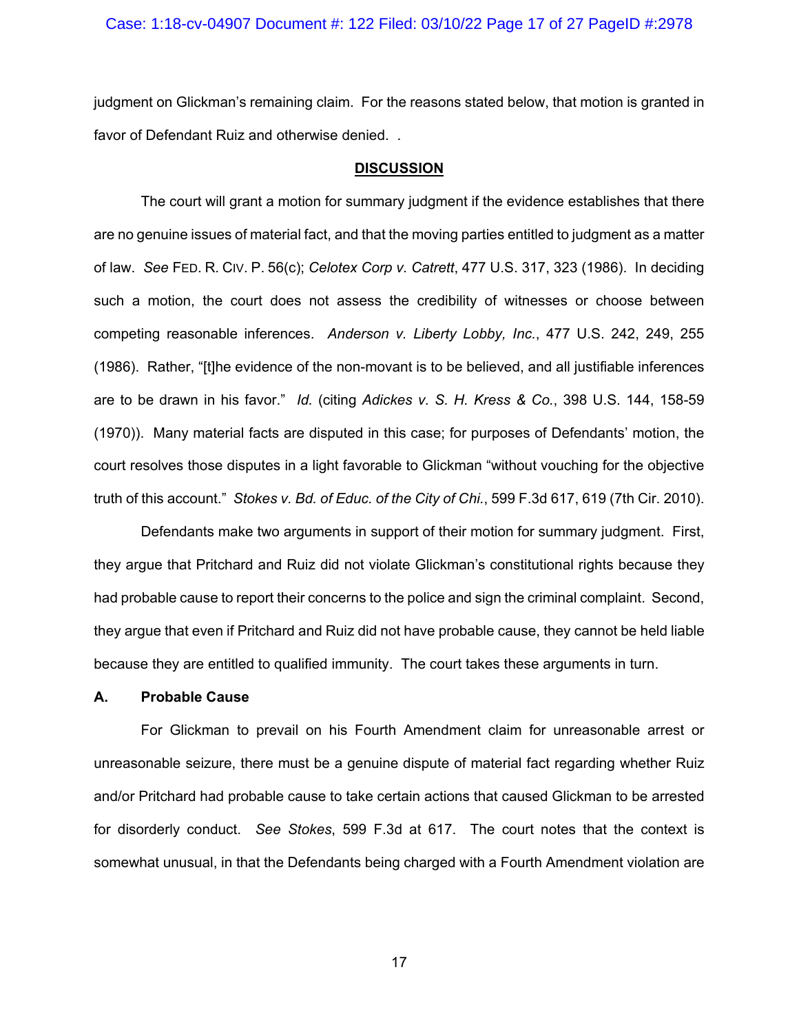judgment on Glickman's remaining claim. For the reasons stated below, that motion is granted in favor of Defendant Ruiz and otherwise denied. .

## DISCUSSION

The court will grant a motion for summary judgment if the evidence establishes that there are no genuine issues of material fact, and that the moving parties entitled to judgment as a matter of law. *See* FED. R. CIV. P. 56(c); *Celotex Corp v. Catrett*, 477 U.S. 317, 323 (1986). In deciding such a motion, the court does not assess the credibility of witnesses or choose between competing reasonable inferences. *Anderson v. Liberty Lobby, Inc.*, 477 U.S. 242, 249, 255 (1986). Rather, "[t]he evidence of the non-movant is to be believed, and all justifiable inferences are to be drawn in his favor." *Id.* (citing *Adickes v. S. H. Kress & Co.*, 398 U.S. 144, 158-59 (1970)). Many material facts are disputed in this case; for purposes of Defendants' motion, the court resolves those disputes in a light favorable to Glickman "without vouching for the objective truth of this account." *Stokes v. Bd. of Educ. of the City of Chi.*, 599 F.3d 617, 619 (7th Cir. 2010).

Defendants make two arguments in support of their motion for summary judgment. First, they argue that Pritchard and Ruiz did not violate Glickman's constitutional rights because they had probable cause to report their concerns to the police and sign the criminal complaint. Second, they argue that even if Pritchard and Ruiz did not have probable cause, they cannot be held liable because they are entitled to qualified immunity. The court takes these arguments in turn.

### A. Probable Cause

For Glickman to prevail on his Fourth Amendment claim for unreasonable arrest or unreasonable seizure, there must be a genuine dispute of material fact regarding whether Ruiz and/or Pritchard had probable cause to take certain actions that caused Glickman to be arrested for disorderly conduct. *See Stokes*, 599 F.3d at 617. The court notes that the context is somewhat unusual, in that the Defendants being charged with a Fourth Amendment violation are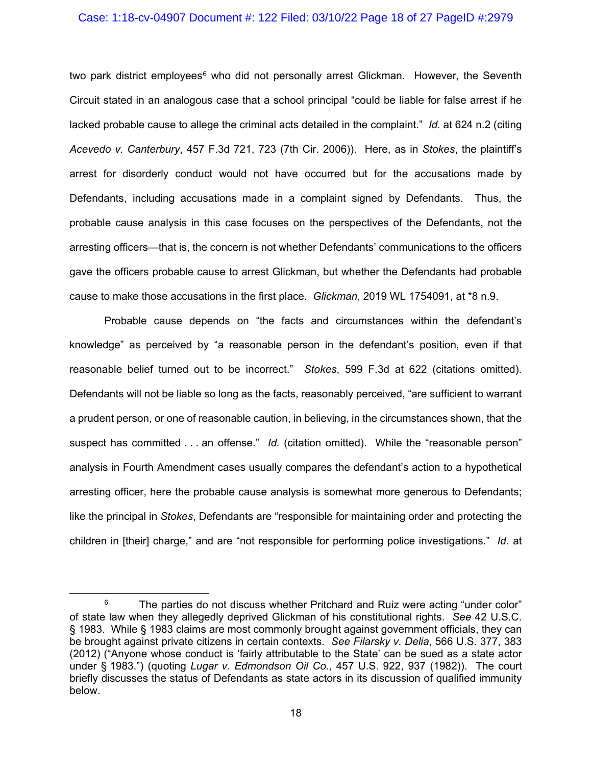two park district employees[6] who did not personally arrest Glickman. However, the Seventh Circuit stated in an analogous case that a school principal "could be liable for false arrest if he lacked probable cause to allege the criminal acts detailed in the complaint." *Id.* at 624 n.2 (citing *Acevedo v. Canterbury*, 457 F.3d 721, 723 (7th Cir. 2006)). Here, as in *Stokes*, the plaintiff's arrest for disorderly conduct would not have occurred but for the accusations made by Defendants, including accusations made in a complaint signed by Defendants. Thus, the probable cause analysis in this case focuses on the perspectives of the Defendants, not the arresting officers—that is, the concern is not whether Defendants' communications to the officers gave the officers probable cause to arrest Glickman, but whether the Defendants had probable cause to make those accusations in the first place. *Glickman*, 2019 WL 1754091, at *8 n.9.

Probable cause depends on "the facts and circumstances within the defendant's knowledge" as perceived by "a reasonable person in the defendant's position, even if that reasonable belief turned out to be incorrect." *Stokes*, 599 F.3d at 622 (citations omitted). Defendants will not be liable so long as the facts, reasonably perceived, "are sufficient to warrant a prudent person, or one of reasonable caution, in believing, in the circumstances shown, that the suspect has committed . . . an offense." *Id.* (citation omitted). While the "reasonable person" analysis in Fourth Amendment cases usually compares the defendant's action to a hypothetical arresting officer, here the probable cause analysis is somewhat more generous to Defendants; like the principal in *Stokes*, Defendants are "responsible for maintaining order and protecting the children in [their] charge," and are "not responsible for performing police investigations." *Id.* at

[6] The parties do not discuss whether Pritchard and Ruiz were acting "under color" of state law when they allegedly deprived Glickman of his constitutional rights. *See* 42 U.S.C. § 1983. While § 1983 claims are most commonly brought against government officials, they can be brought against private citizens in certain contexts. *See Filarsky v. Delia*, 566 U.S. 377, 383 (2012) ("Anyone whose conduct is 'fairly attributable to the State' can be sued as a state actor under § 1983.") (quoting *Lugar v. Edmondson Oil Co.*, 457 U.S. 922, 937 (1982)). The court briefly discusses the status of Defendants as state actors in its discussion of qualified immunity below.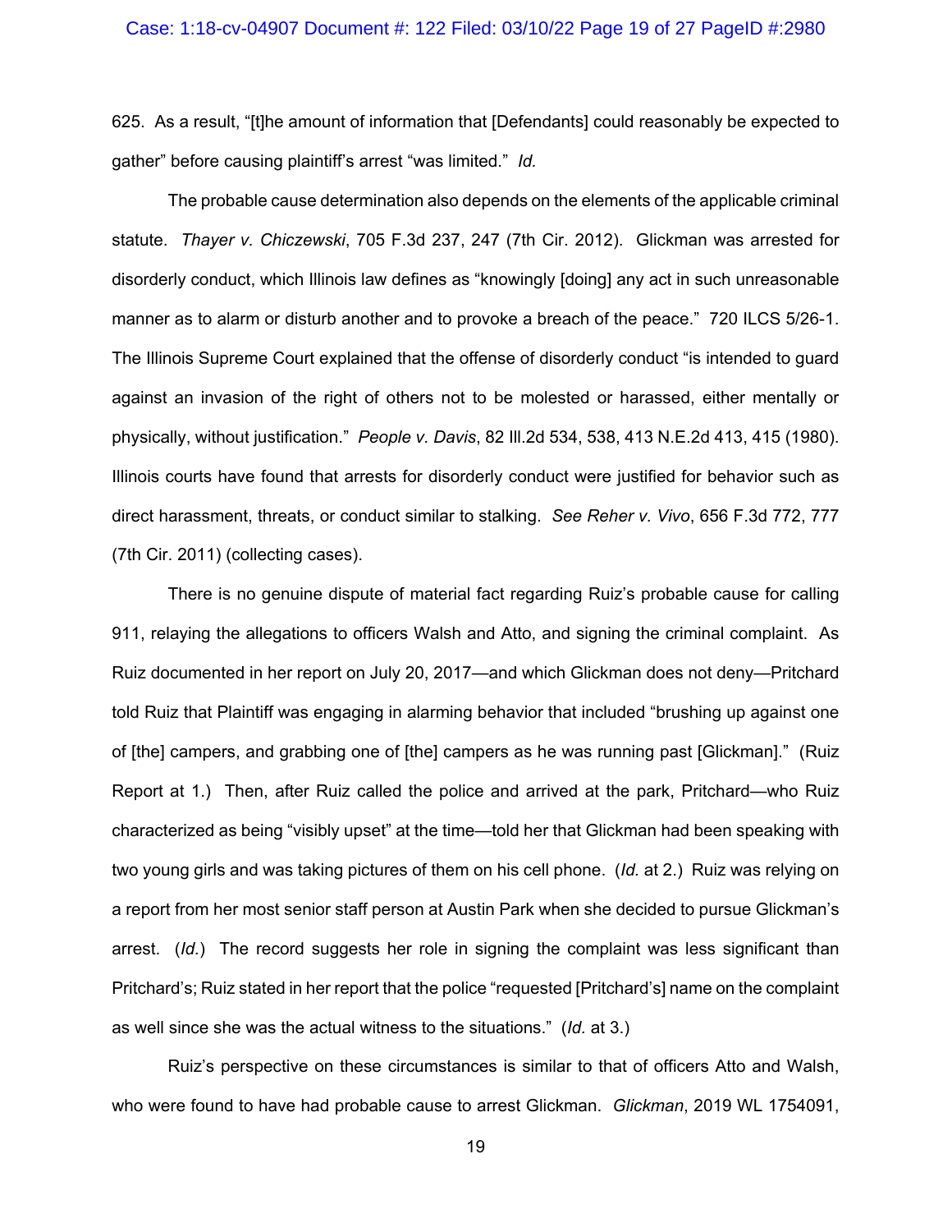625. As a result, "[t]he amount of information that [Defendants] could reasonably be expected to gather" before causing plaintiff's arrest "was limited." *Id.*

The probable cause determination also depends on the elements of the applicable criminal statute. *Thayer v. Chiczewski*, 705 F.3d 237, 247 (7th Cir. 2012). Glickman was arrested for disorderly conduct, which Illinois law defines as "knowingly [doing] any act in such unreasonable manner as to alarm or disturb another and to provoke a breach of the peace." 720 ILCS 5/26-1. The Illinois Supreme Court explained that the offense of disorderly conduct "is intended to guard against an invasion of the right of others not to be molested or harassed, either mentally or physically, without justification." *People v. Davis*, 82 Ill.2d 534, 538, 413 N.E.2d 413, 415 (1980). Illinois courts have found that arrests for disorderly conduct were justified for behavior such as direct harassment, threats, or conduct similar to stalking. *See Reher v. Vivo*, 656 F.3d 772, 777 (7th Cir. 2011) (collecting cases).

There is no genuine dispute of material fact regarding Ruiz's probable cause for calling 911, relaying the allegations to officers Walsh and Atto, and signing the criminal complaint. As Ruiz documented in her report on July 20, 2017—and which Glickman does not deny—Pritchard told Ruiz that Plaintiff was engaging in alarming behavior that included "brushing up against one of [the] campers, and grabbing one of [the] campers as he was running past [Glickman]." (Ruiz Report at 1.) Then, after Ruiz called the police and arrived at the park, Pritchard—who Ruiz characterized as being "visibly upset" at the time—told her that Glickman had been speaking with two young girls and was taking pictures of them on his cell phone. (*Id.* at 2.) Ruiz was relying on a report from her most senior staff person at Austin Park when she decided to pursue Glickman's arrest. (*Id.*) The record suggests her role in signing the complaint was less significant than Pritchard's; Ruiz stated in her report that the police "requested [Pritchard's] name on the complaint as well since she was the actual witness to the situations." (*Id.* at 3.)

Ruiz's perspective on these circumstances is similar to that of officers Atto and Walsh, who were found to have had probable cause to arrest Glickman. *Glickman*, 2019 WL 1754091,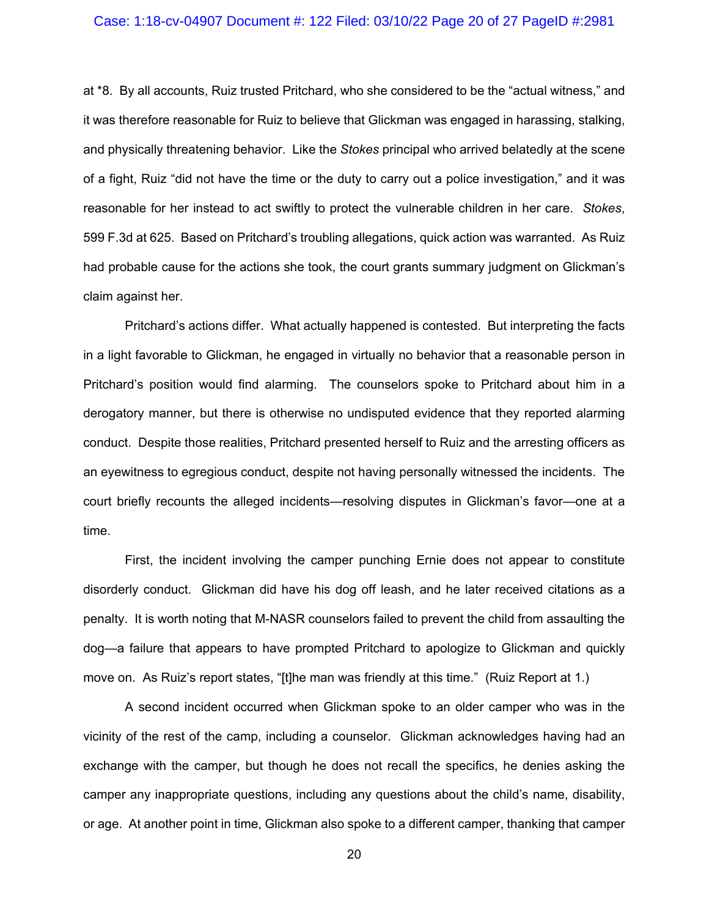at *8. By all accounts, Ruiz trusted Pritchard, who she considered to be the "actual witness," and it was therefore reasonable for Ruiz to believe that Glickman was engaged in harassing, stalking, and physically threatening behavior. Like the *Stokes* principal who arrived belatedly at the scene of a fight, Ruiz "did not have the time or the duty to carry out a police investigation," and it was reasonable for her instead to act swiftly to protect the vulnerable children in her care. *Stokes*, 599 F.3d at 625. Based on Pritchard's troubling allegations, quick action was warranted. As Ruiz had probable cause for the actions she took, the court grants summary judgment on Glickman's claim against her.

Pritchard's actions differ. What actually happened is contested. But interpreting the facts in a light favorable to Glickman, he engaged in virtually no behavior that a reasonable person in Pritchard's position would find alarming. The counselors spoke to Pritchard about him in a derogatory manner, but there is otherwise no undisputed evidence that they reported alarming conduct. Despite those realities, Pritchard presented herself to Ruiz and the arresting officers as an eyewitness to egregious conduct, despite not having personally witnessed the incidents. The court briefly recounts the alleged incidents—resolving disputes in Glickman's favor—one at a time.

First, the incident involving the camper punching Ernie does not appear to constitute disorderly conduct. Glickman did have his dog off leash, and he later received citations as a penalty. It is worth noting that M-NASR counselors failed to prevent the child from assaulting the dog—a failure that appears to have prompted Pritchard to apologize to Glickman and quickly move on. As Ruiz's report states, "[t]he man was friendly at this time." (Ruiz Report at 1.)

A second incident occurred when Glickman spoke to an older camper who was in the vicinity of the rest of the camp, including a counselor. Glickman acknowledges having had an exchange with the camper, but though he does not recall the specifics, he denies asking the camper any inappropriate questions, including any questions about the child's name, disability, or age. At another point in time, Glickman also spoke to a different camper, thanking that camper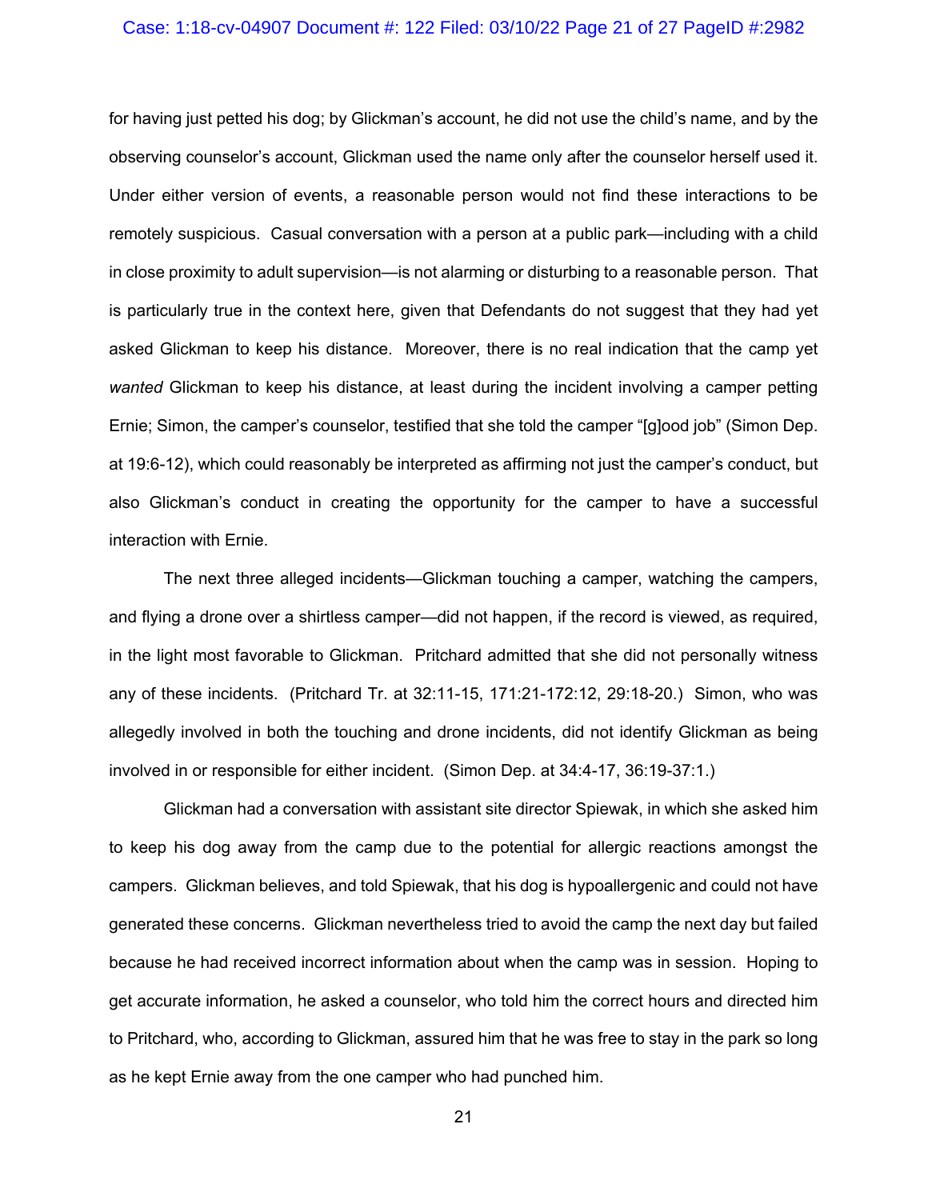for having just petted his dog; by Glickman's account, he did not use the child's name, and by the observing counselor's account, Glickman used the name only after the counselor herself used it. Under either version of events, a reasonable person would not find these interactions to be remotely suspicious. Casual conversation with a person at a public park—including with a child in close proximity to adult supervision—is not alarming or disturbing to a reasonable person. That is particularly true in the context here, given that Defendants do not suggest that they had yet asked Glickman to keep his distance. Moreover, there is no real indication that the camp yet *wanted* Glickman to keep his distance, at least during the incident involving a camper petting Ernie; Simon, the camper's counselor, testified that she told the camper "[g]ood job" (Simon Dep. at 19:6-12), which could reasonably be interpreted as affirming not just the camper's conduct, but also Glickman's conduct in creating the opportunity for the camper to have a successful interaction with Ernie.

The next three alleged incidents—Glickman touching a camper, watching the campers, and flying a drone over a shirtless camper—did not happen, if the record is viewed, as required, in the light most favorable to Glickman. Pritchard admitted that she did not personally witness any of these incidents. (Pritchard Tr. at 32:11-15, 171:21-172:12, 29:18-20.) Simon, who was allegedly involved in both the touching and drone incidents, did not identify Glickman as being involved in or responsible for either incident. (Simon Dep. at 34:4-17, 36:19-37:1.)

Glickman had a conversation with assistant site director Spiewak, in which she asked him to keep his dog away from the camp due to the potential for allergic reactions amongst the campers. Glickman believes, and told Spiewak, that his dog is hypoallergenic and could not have generated these concerns. Glickman nevertheless tried to avoid the camp the next day but failed because he had received incorrect information about when the camp was in session. Hoping to get accurate information, he asked a counselor, who told him the correct hours and directed him to Pritchard, who, according to Glickman, assured him that he was free to stay in the park so long as he kept Ernie away from the one camper who had punched him.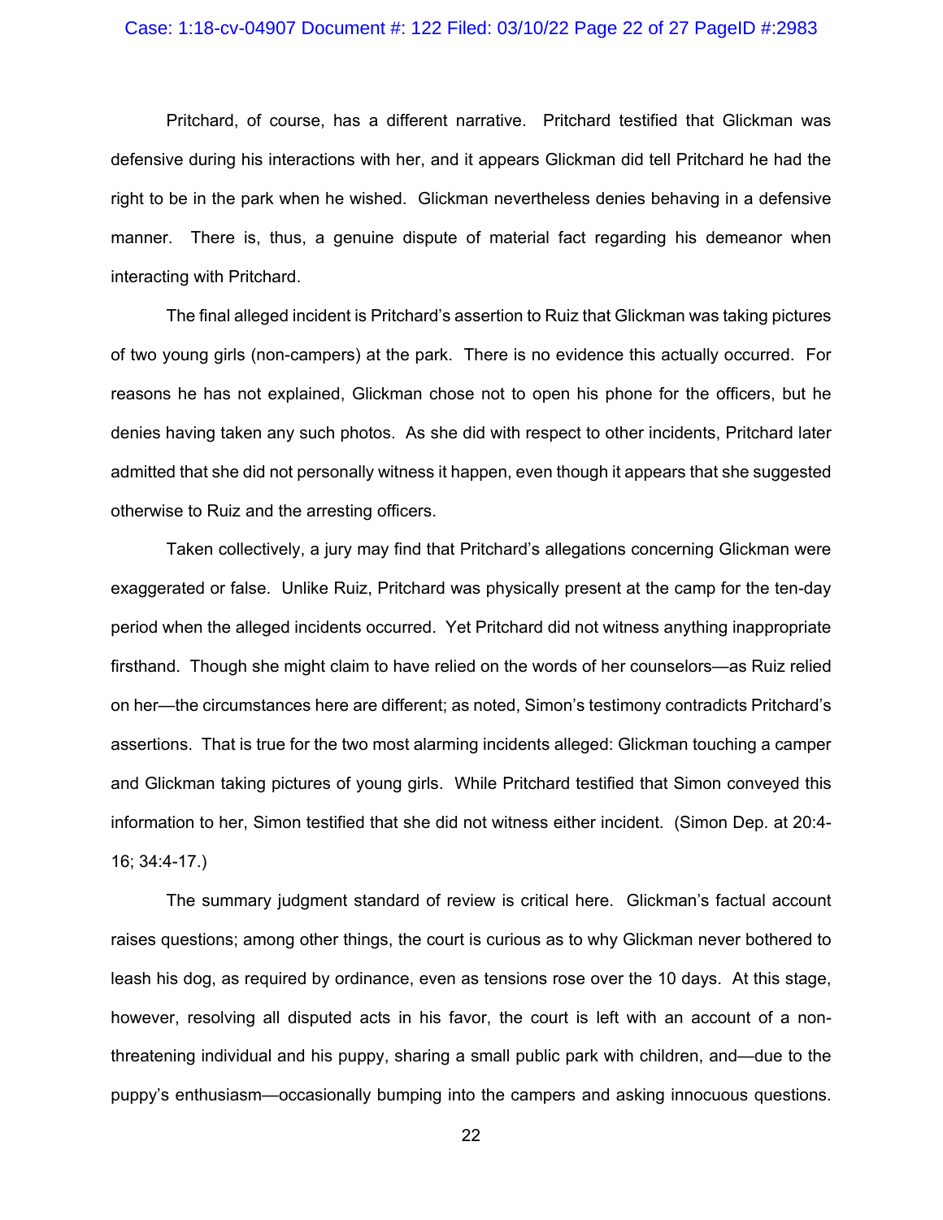Pritchard, of course, has a different narrative. Pritchard testified that Glickman was defensive during his interactions with her, and it appears Glickman did tell Pritchard he had the right to be in the park when he wished. Glickman nevertheless denies behaving in a defensive manner. There is, thus, a genuine dispute of material fact regarding his demeanor when interacting with Pritchard.

The final alleged incident is Pritchard's assertion to Ruiz that Glickman was taking pictures of two young girls (non-campers) at the park. There is no evidence this actually occurred. For reasons he has not explained, Glickman chose not to open his phone for the officers, but he denies having taken any such photos. As she did with respect to other incidents, Pritchard later admitted that she did not personally witness it happen, even though it appears that she suggested otherwise to Ruiz and the arresting officers.

Taken collectively, a jury may find that Pritchard's allegations concerning Glickman were exaggerated or false. Unlike Ruiz, Pritchard was physically present at the camp for the ten-day period when the alleged incidents occurred. Yet Pritchard did not witness anything inappropriate firsthand. Though she might claim to have relied on the words of her counselors—as Ruiz relied on her—the circumstances here are different; as noted, Simon's testimony contradicts Pritchard's assertions. That is true for the two most alarming incidents alleged: Glickman touching a camper and Glickman taking pictures of young girls. While Pritchard testified that Simon conveyed this information to her, Simon testified that she did not witness either incident. (Simon Dep. at 20:4-16; 34:4-17.)

The summary judgment standard of review is critical here. Glickman's factual account raises questions; among other things, the court is curious as to why Glickman never bothered to leash his dog, as required by ordinance, even as tensions rose over the 10 days. At this stage, however, resolving all disputed acts in his favor, the court is left with an account of a non-threatening individual and his puppy, sharing a small public park with children, and—due to the puppy's enthusiasm—occasionally bumping into the campers and asking innocuous questions.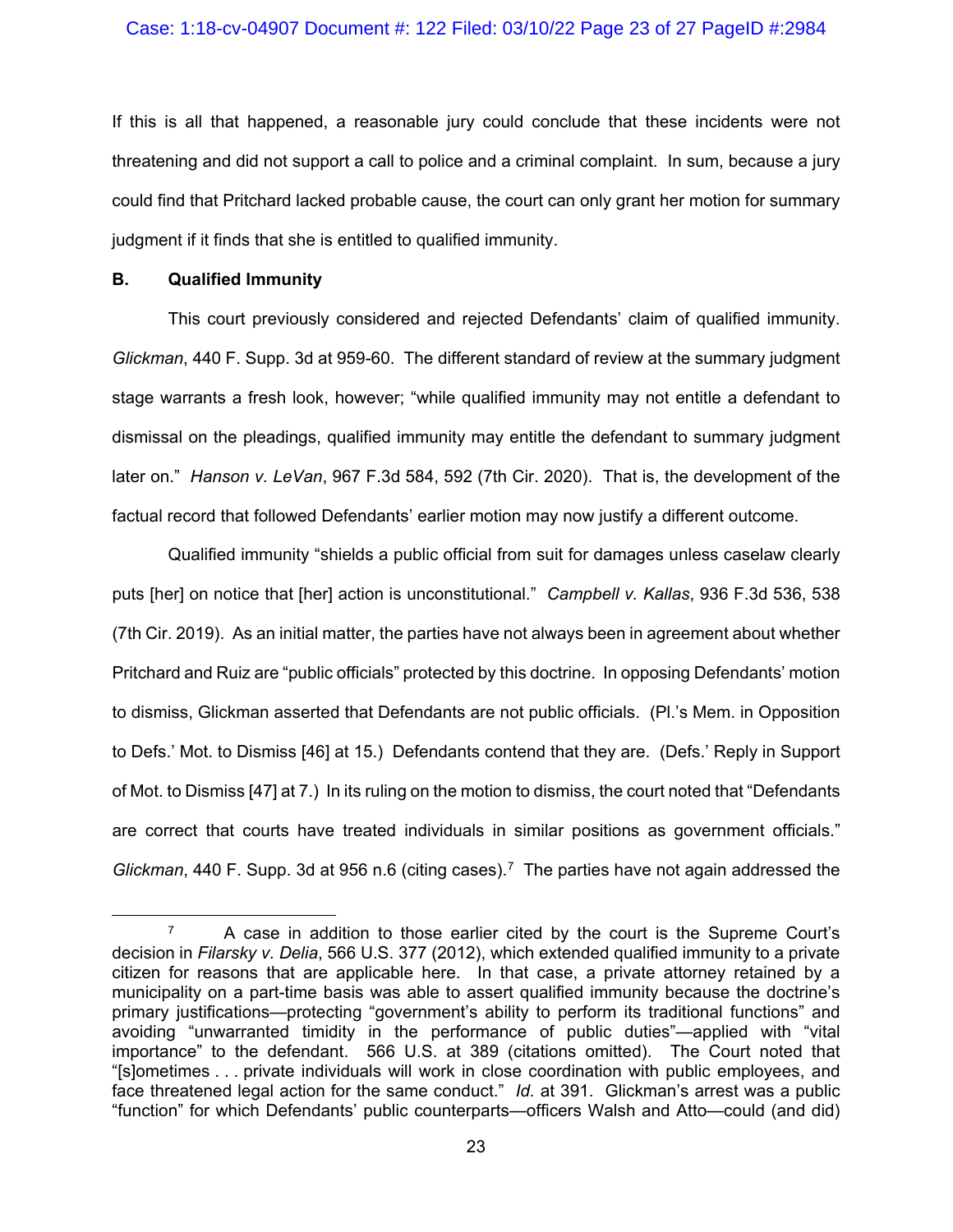If this is all that happened, a reasonable jury could conclude that these incidents were not threatening and did not support a call to police and a criminal complaint. In sum, because a jury could find that Pritchard lacked probable cause, the court can only grant her motion for summary judgment if it finds that she is entitled to qualified immunity.

### B. Qualified Immunity

This court previously considered and rejected Defendants' claim of qualified immunity. *Glickman*, 440 F. Supp. 3d at 959-60. The different standard of review at the summary judgment stage warrants a fresh look, however; "while qualified immunity may not entitle a defendant to dismissal on the pleadings, qualified immunity may entitle the defendant to summary judgment later on." *Hanson v. LeVan*, 967 F.3d 584, 592 (7th Cir. 2020). That is, the development of the factual record that followed Defendants' earlier motion may now justify a different outcome.

Qualified immunity "shields a public official from suit for damages unless caselaw clearly puts [her] on notice that [her] action is unconstitutional." *Campbell v. Kallas*, 936 F.3d 536, 538 (7th Cir. 2019). As an initial matter, the parties have not always been in agreement about whether Pritchard and Ruiz are "public officials" protected by this doctrine. In opposing Defendants' motion to dismiss, Glickman asserted that Defendants are not public officials. (Pl.'s Mem. in Opposition to Defs.' Mot. to Dismiss [46] at 15.) Defendants contend that they are. (Defs.' Reply in Support of Mot. to Dismiss [47] at 7.) In its ruling on the motion to dismiss, the court noted that "Defendants are correct that courts have treated individuals in similar positions as government officials." *Glickman*, 440 F. Supp. 3d at 956 n.6 (citing cases).[7] The parties have not again addressed the

[7] A case in addition to those earlier cited by the court is the Supreme Court's decision in *Filarsky v. Delia*, 566 U.S. 377 (2012), which extended qualified immunity to a private citizen for reasons that are applicable here. In that case, a private attorney retained by a municipality on a part-time basis was able to assert qualified immunity because the doctrine's primary justifications—protecting "government's ability to perform its traditional functions" and avoiding "unwarranted timidity in the performance of public duties"—applied with "vital importance" to the defendant. 566 U.S. at 389 (citations omitted). The Court noted that "[s]ometimes . . . private individuals will work in close coordination with public employees, and face threatened legal action for the same conduct." *Id.* at 391. Glickman's arrest was a public "function" for which Defendants' public counterparts—officers Walsh and Atto—could (and did)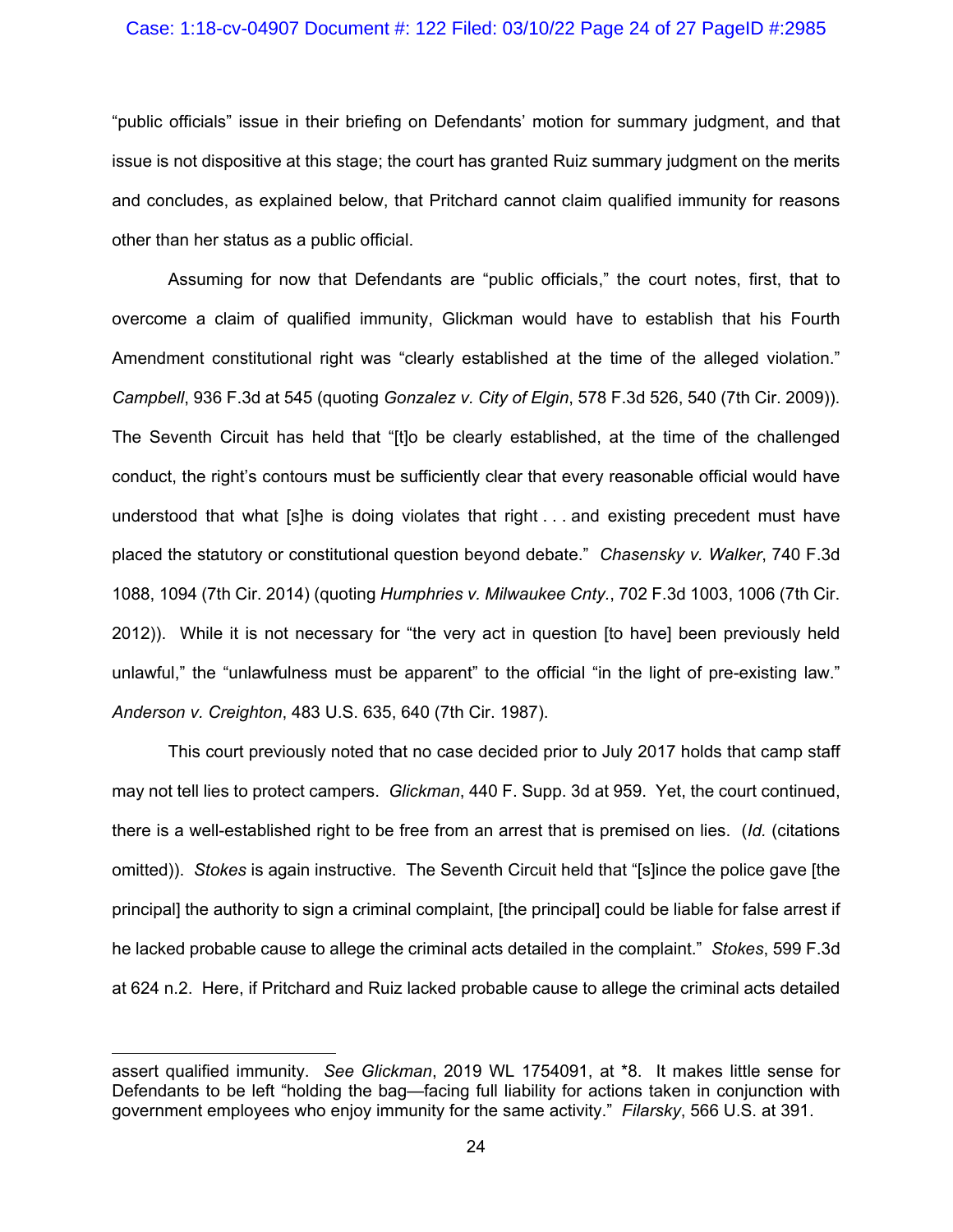"public officials" issue in their briefing on Defendants' motion for summary judgment, and that issue is not dispositive at this stage; the court has granted Ruiz summary judgment on the merits and concludes, as explained below, that Pritchard cannot claim qualified immunity for reasons other than her status as a public official.

Assuming for now that Defendants are "public officials," the court notes, first, that to overcome a claim of qualified immunity, Glickman would have to establish that his Fourth Amendment constitutional right was "clearly established at the time of the alleged violation." *Campbell*, 936 F.3d at 545 (quoting *Gonzalez v. City of Elgin*, 578 F.3d 526, 540 (7th Cir. 2009)). The Seventh Circuit has held that "[t]o be clearly established, at the time of the challenged conduct, the right's contours must be sufficiently clear that every reasonable official would have understood that what [s]he is doing violates that right . . . and existing precedent must have placed the statutory or constitutional question beyond debate." *Chasensky v. Walker*, 740 F.3d 1088, 1094 (7th Cir. 2014) (quoting *Humphries v. Milwaukee Cnty.*, 702 F.3d 1003, 1006 (7th Cir. 2012)). While it is not necessary for "the very act in question [to have] been previously held unlawful," the "unlawfulness must be apparent" to the official "in the light of pre-existing law." *Anderson v. Creighton*, 483 U.S. 635, 640 (7th Cir. 1987).

This court previously noted that no case decided prior to July 2017 holds that camp staff may not tell lies to protect campers. *Glickman*, 440 F. Supp. 3d at 959. Yet, the court continued, there is a well-established right to be free from an arrest that is premised on lies. (*Id.* (citations omitted)). *Stokes* is again instructive. The Seventh Circuit held that "[s]ince the police gave [the principal] the authority to sign a criminal complaint, [the principal] could be liable for false arrest if he lacked probable cause to allege the criminal acts detailed in the complaint." *Stokes*, 599 F.3d at 624 n.2. Here, if Pritchard and Ruiz lacked probable cause to allege the criminal acts detailed

---

assert qualified immunity. *See Glickman*, 2019 WL 1754091, at *8. It makes little sense for Defendants to be left "holding the bag—facing full liability for actions taken in conjunction with government employees who enjoy immunity for the same activity." *Filarsky*, 566 U.S. at 391.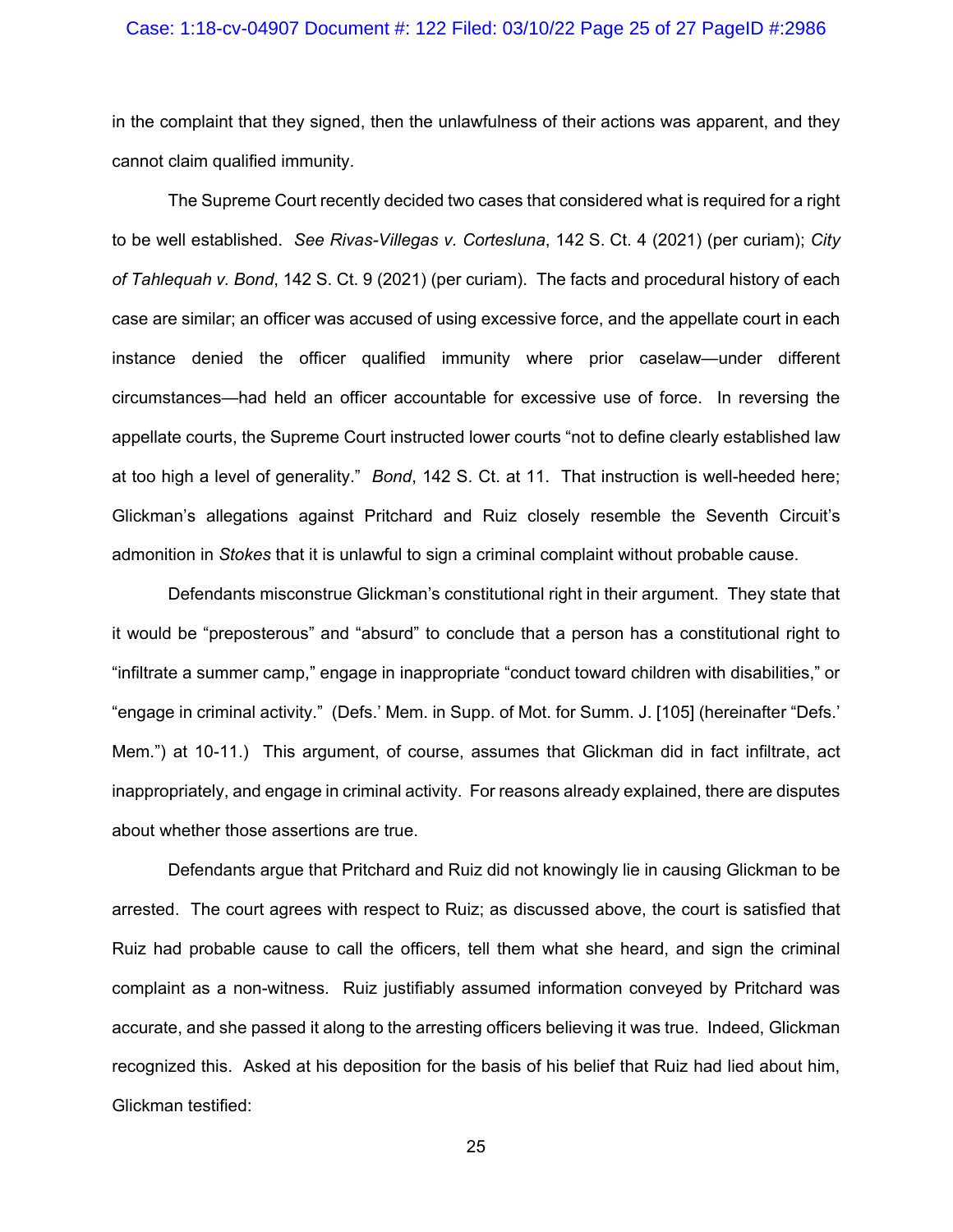in the complaint that they signed, then the unlawfulness of their actions was apparent, and they cannot claim qualified immunity.

The Supreme Court recently decided two cases that considered what is required for a right to be well established. *See Rivas-Villegas v. Cortesluna*, 142 S. Ct. 4 (2021) (per curiam); *City of Tahlequah v. Bond*, 142 S. Ct. 9 (2021) (per curiam). The facts and procedural history of each case are similar; an officer was accused of using excessive force, and the appellate court in each instance denied the officer qualified immunity where prior caselaw—under different circumstances—had held an officer accountable for excessive use of force. In reversing the appellate courts, the Supreme Court instructed lower courts "not to define clearly established law at too high a level of generality." *Bond*, 142 S. Ct. at 11. That instruction is well-heeded here; Glickman's allegations against Pritchard and Ruiz closely resemble the Seventh Circuit's admonition in *Stokes* that it is unlawful to sign a criminal complaint without probable cause.

Defendants misconstrue Glickman's constitutional right in their argument. They state that it would be "preposterous" and "absurd" to conclude that a person has a constitutional right to "infiltrate a summer camp," engage in inappropriate "conduct toward children with disabilities," or "engage in criminal activity." (Defs.' Mem. in Supp. of Mot. for Summ. J. [105] (hereinafter "Defs.' Mem.") at 10-11.) This argument, of course, assumes that Glickman did in fact infiltrate, act inappropriately, and engage in criminal activity. For reasons already explained, there are disputes about whether those assertions are true.

Defendants argue that Pritchard and Ruiz did not knowingly lie in causing Glickman to be arrested. The court agrees with respect to Ruiz; as discussed above, the court is satisfied that Ruiz had probable cause to call the officers, tell them what she heard, and sign the criminal complaint as a non-witness. Ruiz justifiably assumed information conveyed by Pritchard was accurate, and she passed it along to the arresting officers believing it was true. Indeed, Glickman recognized this. Asked at his deposition for the basis of his belief that Ruiz had lied about him, Glickman testified: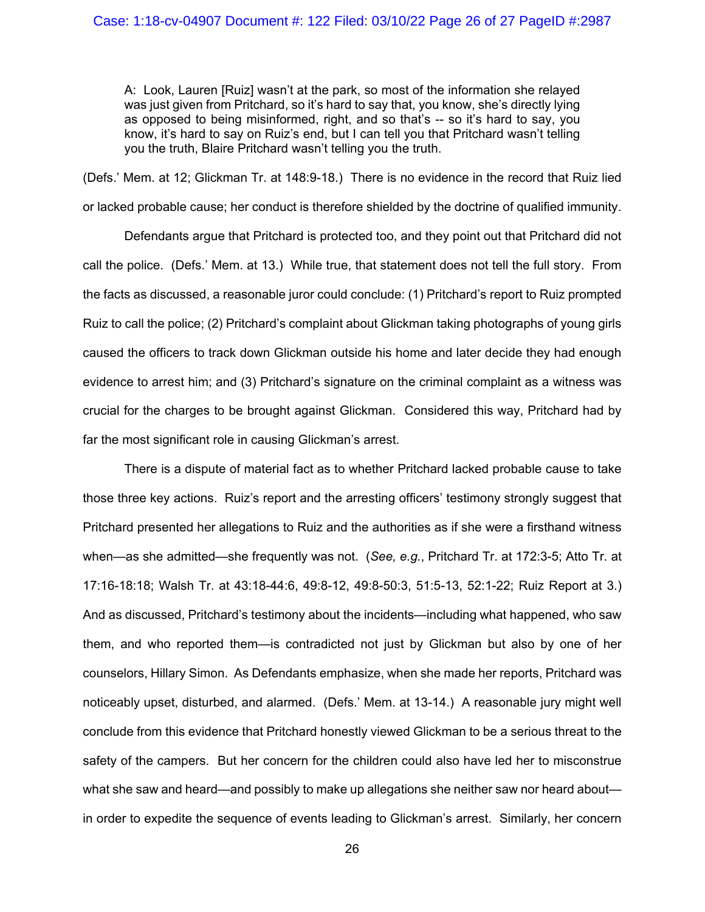> A: Look, Lauren [Ruiz] wasn't at the park, so most of the information she relayed was just given from Pritchard, so it's hard to say that, you know, she's directly lying as opposed to being misinformed, right, and so that's -- so it's hard to say, you know, it's hard to say on Ruiz's end, but I can tell you that Pritchard wasn't telling you the truth, Blaire Pritchard wasn't telling you the truth.

(Defs.' Mem. at 12; Glickman Tr. at 148:9-18.) There is no evidence in the record that Ruiz lied or lacked probable cause; her conduct is therefore shielded by the doctrine of qualified immunity.

Defendants argue that Pritchard is protected too, and they point out that Pritchard did not call the police. (Defs.' Mem. at 13.) While true, that statement does not tell the full story. From the facts as discussed, a reasonable juror could conclude: (1) Pritchard's report to Ruiz prompted Ruiz to call the police; (2) Pritchard's complaint about Glickman taking photographs of young girls caused the officers to track down Glickman outside his home and later decide they had enough evidence to arrest him; and (3) Pritchard's signature on the criminal complaint as a witness was crucial for the charges to be brought against Glickman. Considered this way, Pritchard had by far the most significant role in causing Glickman's arrest.

There is a dispute of material fact as to whether Pritchard lacked probable cause to take those three key actions. Ruiz's report and the arresting officers' testimony strongly suggest that Pritchard presented her allegations to Ruiz and the authorities as if she were a firsthand witness when—as she admitted—she frequently was not. (*See, e.g.*, Pritchard Tr. at 172:3-5; Atto Tr. at 17:16-18:18; Walsh Tr. at 43:18-44:6, 49:8-12, 49:8-50:3, 51:5-13, 52:1-22; Ruiz Report at 3.) And as discussed, Pritchard's testimony about the incidents—including what happened, who saw them, and who reported them—is contradicted not just by Glickman but also by one of her counselors, Hillary Simon. As Defendants emphasize, when she made her reports, Pritchard was noticeably upset, disturbed, and alarmed. (Defs.' Mem. at 13-14.) A reasonable jury might well conclude from this evidence that Pritchard honestly viewed Glickman to be a serious threat to the safety of the campers. But her concern for the children could also have led her to misconstrue what she saw and heard—and possibly to make up allegations she neither saw nor heard about—in order to expedite the sequence of events leading to Glickman's arrest. Similarly, her concern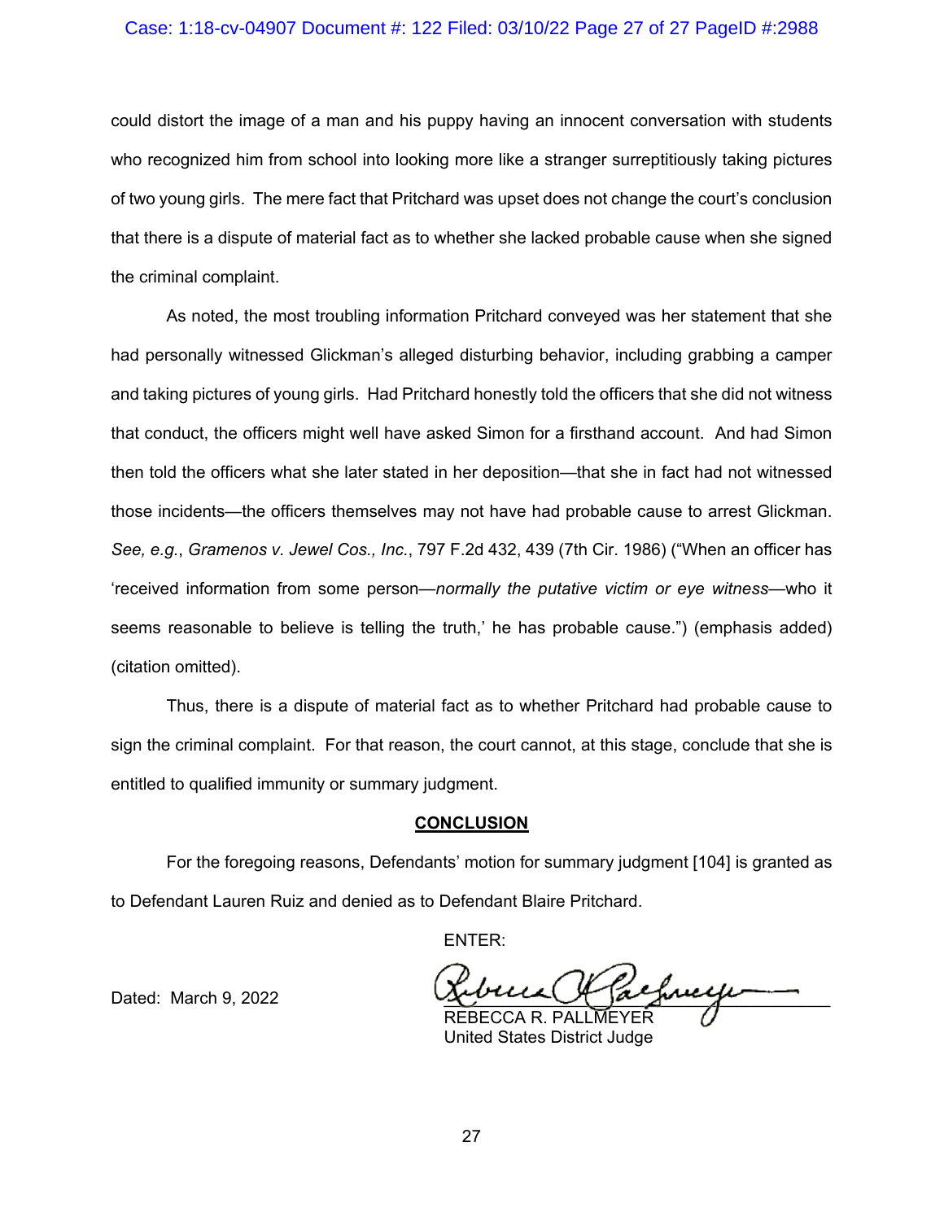could distort the image of a man and his puppy having an innocent conversation with students who recognized him from school into looking more like a stranger surreptitiously taking pictures of two young girls. The mere fact that Pritchard was upset does not change the court's conclusion that there is a dispute of material fact as to whether she lacked probable cause when she signed the criminal complaint.

As noted, the most troubling information Pritchard conveyed was her statement that she had personally witnessed Glickman's alleged disturbing behavior, including grabbing a camper and taking pictures of young girls. Had Pritchard honestly told the officers that she did not witness that conduct, the officers might well have asked Simon for a firsthand account. And had Simon then told the officers what she later stated in her deposition—that she in fact had not witnessed those incidents—the officers themselves may not have had probable cause to arrest Glickman. *See, e.g.*, *Gramenos v. Jewel Cos., Inc.*, 797 F.2d 432, 439 (7th Cir. 1986) ("When an officer has 'received information from some person—*normally the putative victim or eye witness*—who it seems reasonable to believe is telling the truth,' he has probable cause.") (emphasis added) (citation omitted).

Thus, there is a dispute of material fact as to whether Pritchard had probable cause to sign the criminal complaint. For that reason, the court cannot, at this stage, conclude that she is entitled to qualified immunity or summary judgment.

## **CONCLUSION**

For the foregoing reasons, Defendants' motion for summary judgment [104] is granted as to Defendant Lauren Ruiz and denied as to Defendant Blaire Pritchard.

ENTER:

Dated: March 9, 2022

REBECCA R. PALLMEYER
United States District Judge